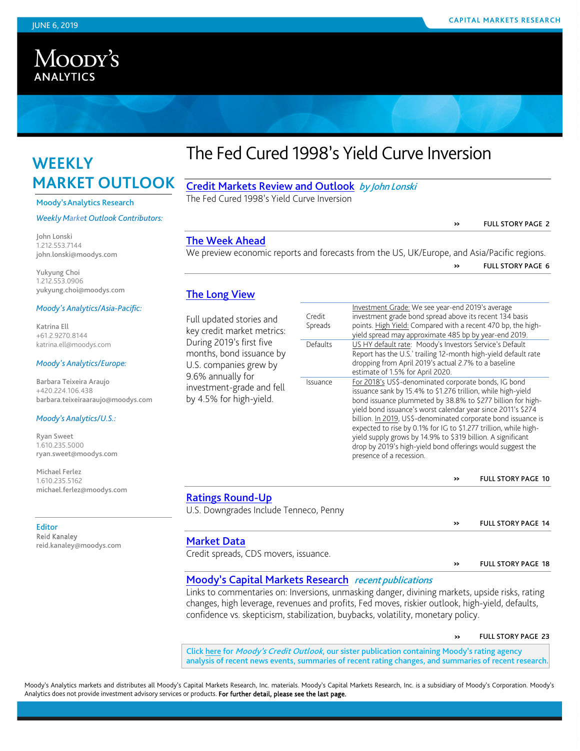JUNE 6, 2019

CAPITAL MARKETS RESEARCH

MOODY'S ANALYTICS

# WEEKLY MARKET OUTLOOK

Moody's Analytics Research

*Weekly Market Outlook Contributors:*

John Lonski
1.212.553.7144
john.lonski@moodys.com

Yukyung Choi
1.212.553.0906
yukyung.choi@moodys.com

*Moody's Analytics/Asia-Pacific:*

Katrina Ell
+61.2.9270.8144
katrina.ell@moodys.com

*Moody's Analytics/Europe:*

Barbara Teixeira Araujo
+420.224.106.438
barbara.teixeiraaraujo@moodys.com

*Moody's Analytics/U.S.:*

Ryan Sweet
1.610.235.5000
ryan.sweet@moodys.com

Michael Ferlez
1.610.235.5162
michael.ferlez@moodys.com

Editor
Reid Kanaley
reid.kanaley@moodys.com

# The Fed Cured 1998's Yield Curve Inversion

## Credit Markets Review and Outlook *by John Lonski*

The Fed Cured 1998's Yield Curve Inversion

» FULL STORY PAGE 2

## The Week Ahead

We preview economic reports and forecasts from the US, UK/Europe, and Asia/Pacific regions.

» FULL STORY PAGE 6

## The Long View

Full updated stories and key credit market metrics: During 2019's first five months, bond issuance by U.S. companies grew by 9.6% annually for investment-grade and fell by 4.5% for high-yield.

| | |
|---|---|
| Credit Spreads | Investment Grade: We see year-end 2019's average investment grade bond spread above its recent 134 basis points. High Yield: Compared with a recent 470 bp, the high-yield spread may approximate 485 bp by year-end 2019. |
| Defaults | US HY default rate: Moody's Investors Service's Default Report has the U.S.' trailing 12-month high-yield default rate dropping from April 2019's actual 2.7% to a baseline estimate of 1.5% for April 2020. |
| Issuance | For 2018's US$-denominated corporate bonds, IG bond issuance sank by 15.4% to \$1.276 trillion, while high-yield bond issuance plummeted by 38.8% to \$277 billion for high-yield bond issuance's worst calendar year since 2011's \$274 billion. In 2019, US\$-denominated corporate bond issuance is expected to rise by 0.1% for IG to \$1.277 trillion, while high-yield supply grows by 14.9% to \$319 billion. A significant drop by 2019's high-yield bond offerings would suggest the presence of a recession. |

» FULL STORY PAGE 10

## Ratings Round-Up

U.S. Downgrades Include Tenneco, Penny

» FULL STORY PAGE 14

## Market Data

Credit spreads, CDS movers, issuance.

» FULL STORY PAGE 18

## Moody's Capital Markets Research *recent publications*

Links to commentaries on: Inversions, unmasking danger, divining markets, upside risks, rating changes, high leverage, revenues and profits, Fed moves, riskier outlook, high-yield, defaults, confidence vs. skepticism, stabilization, buybacks, volatility, monetary policy.

» FULL STORY PAGE 23

Click here for *Moody's Credit Outlook*, our sister publication containing Moody's rating agency analysis of recent news events, summaries of recent rating changes, and summaries of recent research.

Moody's Analytics markets and distributes all Moody's Capital Markets Research, Inc. materials. Moody's Capital Markets Research, Inc. is a subsidiary of Moody's Corporation. Moody's Analytics does not provide investment advisory services or products. **For further detail, please see the last page.**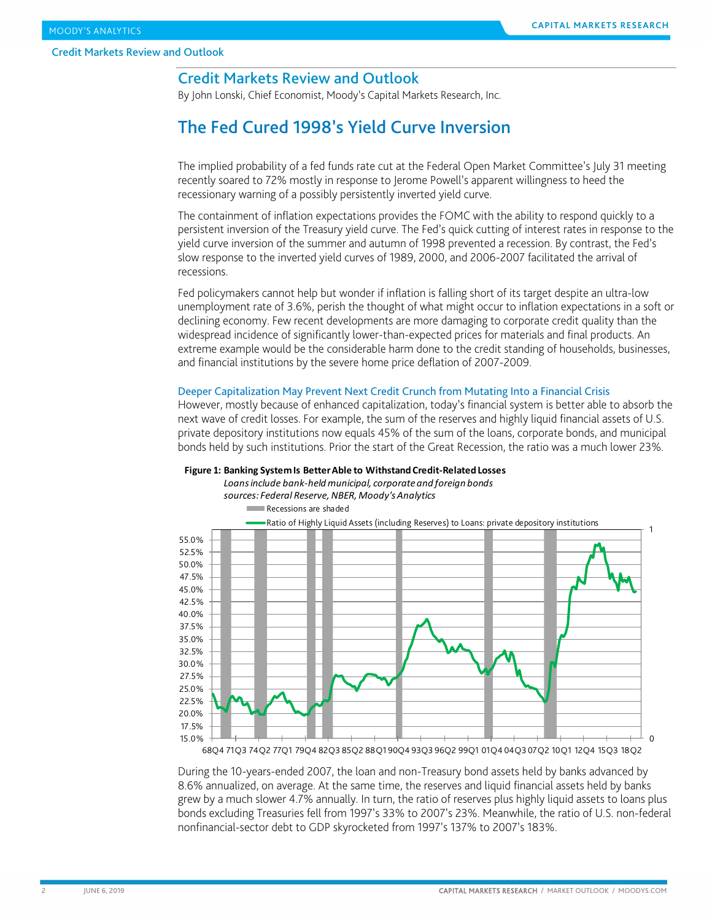# Credit Markets Review and Outlook

By John Lonski, Chief Economist, Moody's Capital Markets Research, Inc.

## The Fed Cured 1998's Yield Curve Inversion

The implied probability of a fed funds rate cut at the Federal Open Market Committee's July 31 meeting recently soared to 72% mostly in response to Jerome Powell's apparent willingness to heed the recessionary warning of a possibly persistently inverted yield curve.

The containment of inflation expectations provides the FOMC with the ability to respond quickly to a persistent inversion of the Treasury yield curve. The Fed's quick cutting of interest rates in response to the yield curve inversion of the summer and autumn of 1998 prevented a recession. By contrast, the Fed's slow response to the inverted yield curves of 1989, 2000, and 2006-2007 facilitated the arrival of recessions.

Fed policymakers cannot help but wonder if inflation is falling short of its target despite an ultra-low unemployment rate of 3.6%, perish the thought of what might occur to inflation expectations in a soft or declining economy. Few recent developments are more damaging to corporate credit quality than the widespread incidence of significantly lower-than-expected prices for materials and final products. An extreme example would be the considerable harm done to the credit standing of households, businesses, and financial institutions by the severe home price deflation of 2007-2009.

### Deeper Capitalization May Prevent Next Credit Crunch from Mutating Into a Financial Crisis

However, mostly because of enhanced capitalization, today's financial system is better able to absorb the next wave of credit losses. For example, the sum of the reserves and highly liquid financial assets of U.S. private depository institutions now equals 45% of the sum of the loans, corporate bonds, and municipal bonds held by such institutions. Prior the start of the Great Recession, the ratio was a much lower 23%.

**Figure 1: Banking System Is Better Able to Withstand Credit-Related Losses**

*Loans include bank-held municipal, corporate and foreign bonds*

*sources: Federal Reserve, NBER, Moody's Analytics*

During the 10-years-ended 2007, the loan and non-Treasury bond assets held by banks advanced by 8.6% annualized, on average. At the same time, the reserves and liquid financial assets held by banks grew by a much slower 4.7% annually. In turn, the ratio of reserves plus highly liquid assets to loans plus bonds excluding Treasuries fell from 1997's 33% to 2007's 23%. Meanwhile, the ratio of U.S. non-federal nonfinancial-sector debt to GDP skyrocketed from 1997's 137% to 2007's 183%.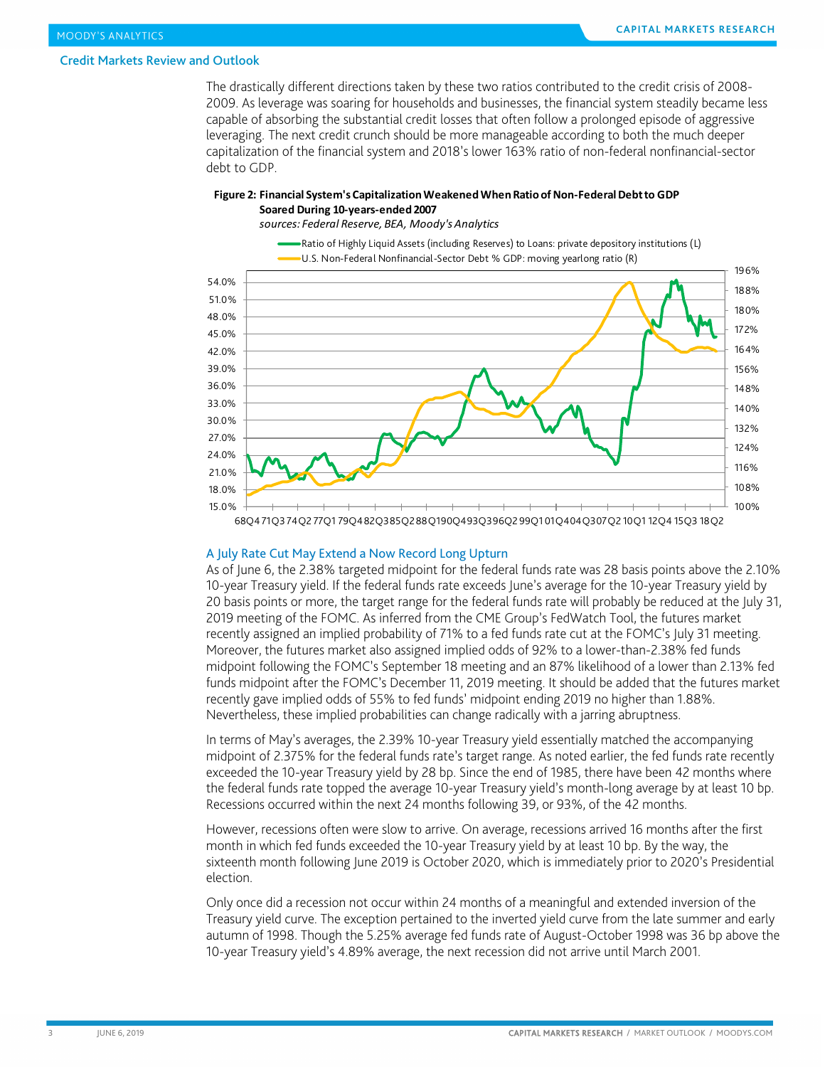The drastically different directions taken by these two ratios contributed to the credit crisis of 2008-2009. As leverage was soaring for households and businesses, the financial system steadily became less capable of absorbing the substantial credit losses that often follow a prolonged episode of aggressive leveraging. The next credit crunch should be more manageable according to both the much deeper capitalization of the financial system and 2018's lower 163% ratio of non-federal nonfinancial-sector debt to GDP.

**Figure 2: Financial System's Capitalization Weakened When Ratio of Non-Federal Debt to GDP Soared During 10-years-ended 2007**

*sources: Federal Reserve, BEA, Moody's Analytics*

## A July Rate Cut May Extend a Now Record Long Upturn

As of June 6, the 2.38% targeted midpoint for the federal funds rate was 28 basis points above the 2.10% 10-year Treasury yield. If the federal funds rate exceeds June's average for the 10-year Treasury yield by 20 basis points or more, the target range for the federal funds rate will probably be reduced at the July 31, 2019 meeting of the FOMC. As inferred from the CME Group's FedWatch Tool, the futures market recently assigned an implied probability of 71% to a fed funds rate cut at the FOMC's July 31 meeting. Moreover, the futures market also assigned implied odds of 92% to a lower-than-2.38% fed funds midpoint following the FOMC's September 18 meeting and an 87% likelihood of a lower than 2.13% fed funds midpoint after the FOMC's December 11, 2019 meeting. It should be added that the futures market recently gave implied odds of 55% to fed funds' midpoint ending 2019 no higher than 1.88%. Nevertheless, these implied probabilities can change radically with a jarring abruptness.

In terms of May's averages, the 2.39% 10-year Treasury yield essentially matched the accompanying midpoint of 2.375% for the federal funds rate's target range. As noted earlier, the fed funds rate recently exceeded the 10-year Treasury yield by 28 bp. Since the end of 1985, there have been 42 months where the federal funds rate topped the average 10-year Treasury yield's month-long average by at least 10 bp. Recessions occurred within the next 24 months following 39, or 93%, of the 42 months.

However, recessions often were slow to arrive. On average, recessions arrived 16 months after the first month in which fed funds exceeded the 10-year Treasury yield by at least 10 bp. By the way, the sixteenth month following June 2019 is October 2020, which is immediately prior to 2020's Presidential election.

Only once did a recession not occur within 24 months of a meaningful and extended inversion of the Treasury yield curve. The exception pertained to the inverted yield curve from the late summer and early autumn of 1998. Though the 5.25% average fed funds rate of August-October 1998 was 36 bp above the 10-year Treasury yield's 4.89% average, the next recession did not arrive until March 2001.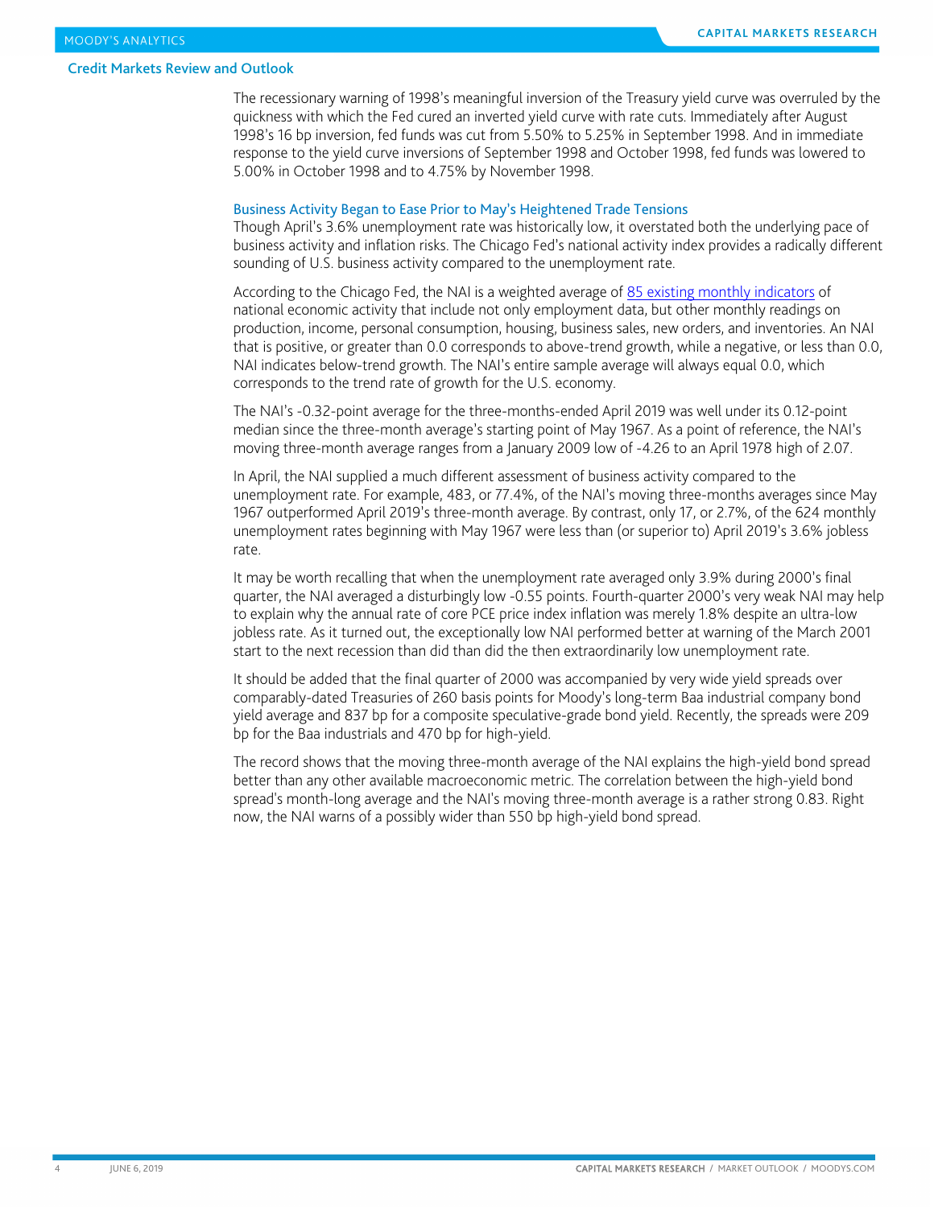The recessionary warning of 1998's meaningful inversion of the Treasury yield curve was overruled by the quickness with which the Fed cured an inverted yield curve with rate cuts. Immediately after August 1998's 16 bp inversion, fed funds was cut from 5.50% to 5.25% in September 1998. And in immediate response to the yield curve inversions of September 1998 and October 1998, fed funds was lowered to 5.00% in October 1998 and to 4.75% by November 1998.

### Business Activity Began to Ease Prior to May's Heightened Trade Tensions

Though April's 3.6% unemployment rate was historically low, it overstated both the underlying pace of business activity and inflation risks. The Chicago Fed's national activity index provides a radically different sounding of U.S. business activity compared to the unemployment rate.

According to the Chicago Fed, the NAI is a weighted average of 85 existing monthly indicators of national economic activity that include not only employment data, but other monthly readings on production, income, personal consumption, housing, business sales, new orders, and inventories. An NAI that is positive, or greater than 0.0 corresponds to above-trend growth, while a negative, or less than 0.0, NAI indicates below-trend growth. The NAI's entire sample average will always equal 0.0, which corresponds to the trend rate of growth for the U.S. economy.

The NAI's -0.32-point average for the three-months-ended April 2019 was well under its 0.12-point median since the three-month average's starting point of May 1967. As a point of reference, the NAI's moving three-month average ranges from a January 2009 low of -4.26 to an April 1978 high of 2.07.

In April, the NAI supplied a much different assessment of business activity compared to the unemployment rate. For example, 483, or 77.4%, of the NAI's moving three-months averages since May 1967 outperformed April 2019's three-month average. By contrast, only 17, or 2.7%, of the 624 monthly unemployment rates beginning with May 1967 were less than (or superior to) April 2019's 3.6% jobless rate.

It may be worth recalling that when the unemployment rate averaged only 3.9% during 2000's final quarter, the NAI averaged a disturbingly low -0.55 points. Fourth-quarter 2000's very weak NAI may help to explain why the annual rate of core PCE price index inflation was merely 1.8% despite an ultra-low jobless rate. As it turned out, the exceptionally low NAI performed better at warning of the March 2001 start to the next recession than did than did the then extraordinarily low unemployment rate.

It should be added that the final quarter of 2000 was accompanied by very wide yield spreads over comparably-dated Treasuries of 260 basis points for Moody's long-term Baa industrial company bond yield average and 837 bp for a composite speculative-grade bond yield. Recently, the spreads were 209 bp for the Baa industrials and 470 bp for high-yield.

The record shows that the moving three-month average of the NAI explains the high-yield bond spread better than any other available macroeconomic metric. The correlation between the high-yield bond spread's month-long average and the NAI's moving three-month average is a rather strong 0.83. Right now, the NAI warns of a possibly wider than 550 bp high-yield bond spread.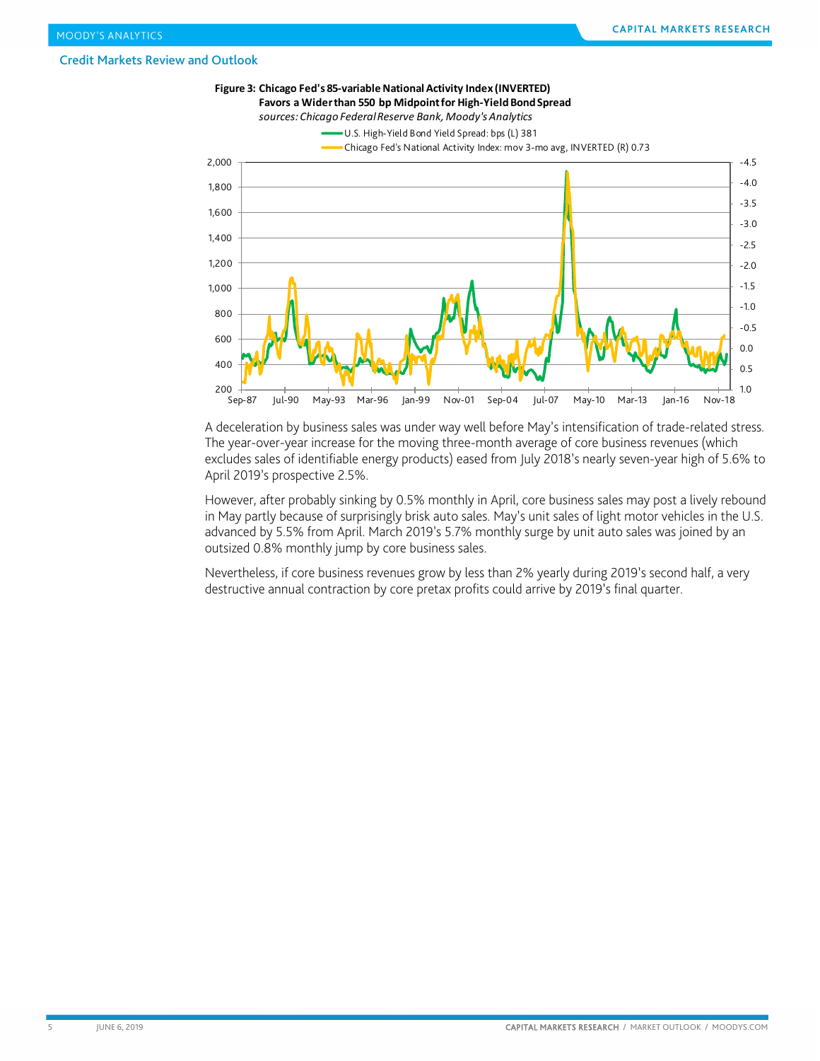## Credit Markets Review and Outlook

**Figure 3: Chicago Fed's 85-variable National Activity Index (INVERTED) Favors a Wider than 550 bp Midpoint for High-Yield Bond Spread**

*sources: Chicago Federal Reserve Bank, Moody's Analytics*

A deceleration by business sales was under way well before May's intensification of trade-related stress. The year-over-year increase for the moving three-month average of core business revenues (which excludes sales of identifiable energy products) eased from July 2018's nearly seven-year high of 5.6% to April 2019's prospective 2.5%.

However, after probably sinking by 0.5% monthly in April, core business sales may post a lively rebound in May partly because of surprisingly brisk auto sales. May's unit sales of light motor vehicles in the U.S. advanced by 5.5% from April. March 2019's 5.7% monthly surge by unit auto sales was joined by an outsized 0.8% monthly jump by core business sales.

Nevertheless, if core business revenues grow by less than 2% yearly during 2019's second half, a very destructive annual contraction by core pretax profits could arrive by 2019's final quarter.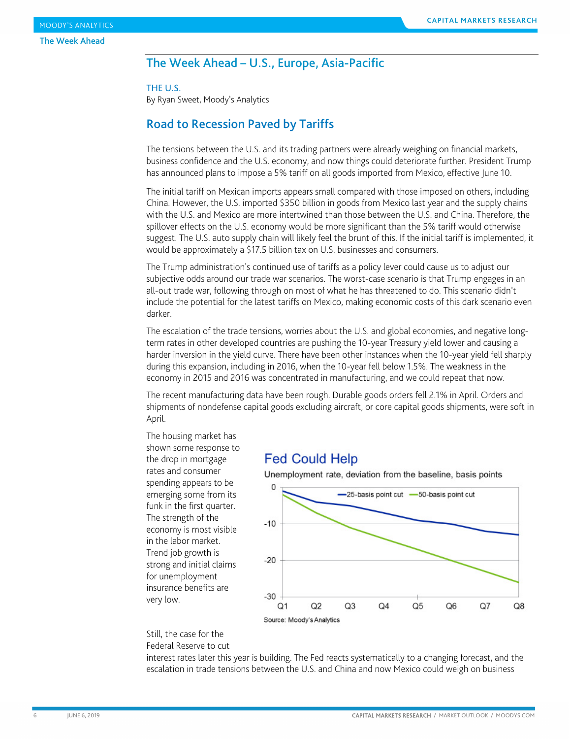## The Week Ahead – U.S., Europe, Asia-Pacific

THE U.S.

By Ryan Sweet, Moody's Analytics

### Road to Recession Paved by Tariffs

The tensions between the U.S. and its trading partners were already weighing on financial markets, business confidence and the U.S. economy, and now things could deteriorate further. President Trump has announced plans to impose a 5% tariff on all goods imported from Mexico, effective June 10.

The initial tariff on Mexican imports appears small compared with those imposed on others, including China. However, the U.S. imported $350 billion in goods from Mexico last year and the supply chains with the U.S. and Mexico are more intertwined than those between the U.S. and China. Therefore, the spillover effects on the U.S. economy would be more significant than the 5% tariff would otherwise suggest. The U.S. auto supply chain will likely feel the brunt of this. If the initial tariff is implemented, it would be approximately a $17.5 billion tax on U.S. businesses and consumers.

The Trump administration's continued use of tariffs as a policy lever could cause us to adjust our subjective odds around our trade war scenarios. The worst-case scenario is that Trump engages in an all-out trade war, following through on most of what he has threatened to do. This scenario didn't include the potential for the latest tariffs on Mexico, making economic costs of this dark scenario even darker.

The escalation of the trade tensions, worries about the U.S. and global economies, and negative long-term rates in other developed countries are pushing the 10-year Treasury yield lower and causing a harder inversion in the yield curve. There have been other instances when the 10-year yield fell sharply during this expansion, including in 2016, when the 10-year fell below 1.5%. The weakness in the economy in 2015 and 2016 was concentrated in manufacturing, and we could repeat that now.

The recent manufacturing data have been rough. Durable goods orders fell 2.1% in April. Orders and shipments of nondefense capital goods excluding aircraft, or core capital goods shipments, were soft in April.

The housing market has shown some response to the drop in mortgage rates and consumer spending appears to be emerging some from its funk in the first quarter. The strength of the economy is most visible in the labor market. Trend job growth is strong and initial claims for unemployment insurance benefits are very low.

**Fed Could Help**

Unemployment rate, deviation from the baseline, basis points

Source: Moody's Analytics

Still, the case for the Federal Reserve to cut interest rates later this year is building. The Fed reacts systematically to a changing forecast, and the escalation in trade tensions between the U.S. and China and now Mexico could weigh on business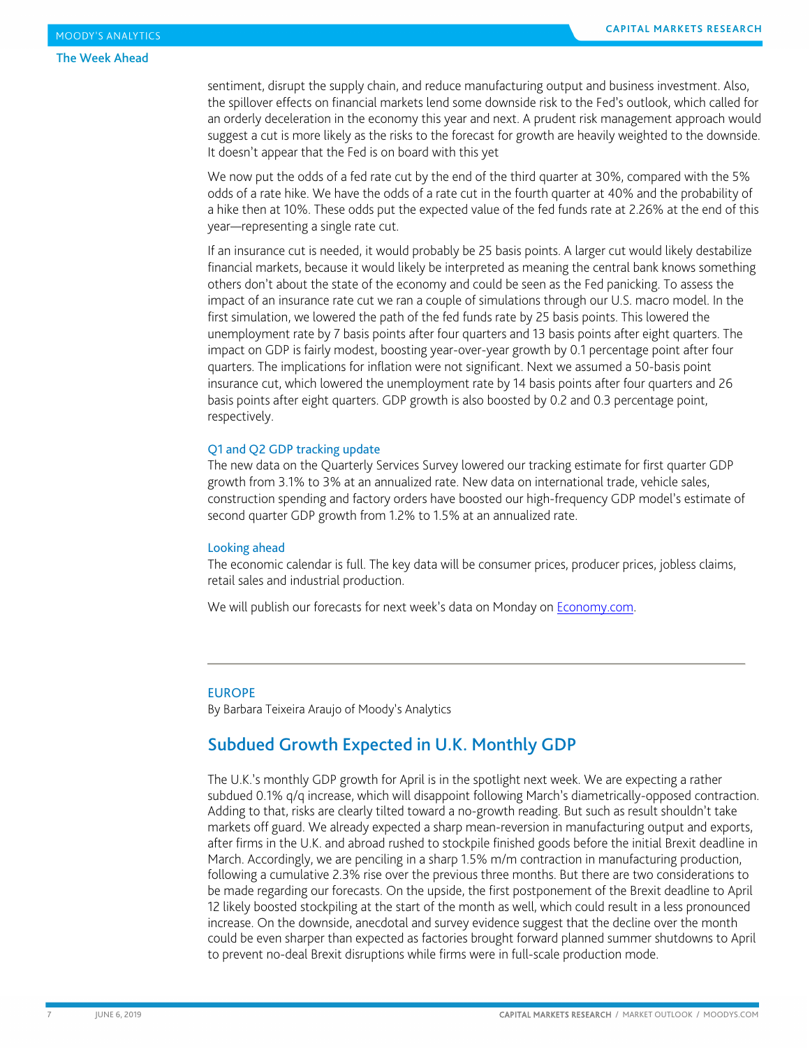sentiment, disrupt the supply chain, and reduce manufacturing output and business investment. Also, the spillover effects on financial markets lend some downside risk to the Fed's outlook, which called for an orderly deceleration in the economy this year and next. A prudent risk management approach would suggest a cut is more likely as the risks to the forecast for growth are heavily weighted to the downside. It doesn't appear that the Fed is on board with this yet

We now put the odds of a fed rate cut by the end of the third quarter at 30%, compared with the 5% odds of a rate hike. We have the odds of a rate cut in the fourth quarter at 40% and the probability of a hike then at 10%. These odds put the expected value of the fed funds rate at 2.26% at the end of this year—representing a single rate cut.

If an insurance cut is needed, it would probably be 25 basis points. A larger cut would likely destabilize financial markets, because it would likely be interpreted as meaning the central bank knows something others don't about the state of the economy and could be seen as the Fed panicking. To assess the impact of an insurance rate cut we ran a couple of simulations through our U.S. macro model. In the first simulation, we lowered the path of the fed funds rate by 25 basis points. This lowered the unemployment rate by 7 basis points after four quarters and 13 basis points after eight quarters. The impact on GDP is fairly modest, boosting year-over-year growth by 0.1 percentage point after four quarters. The implications for inflation were not significant. Next we assumed a 50-basis point insurance cut, which lowered the unemployment rate by 14 basis points after four quarters and 26 basis points after eight quarters. GDP growth is also boosted by 0.2 and 0.3 percentage point, respectively.

### Q1 and Q2 GDP tracking update

The new data on the Quarterly Services Survey lowered our tracking estimate for first quarter GDP growth from 3.1% to 3% at an annualized rate. New data on international trade, vehicle sales, construction spending and factory orders have boosted our high-frequency GDP model's estimate of second quarter GDP growth from 1.2% to 1.5% at an annualized rate.

### Looking ahead

The economic calendar is full. The key data will be consumer prices, producer prices, jobless claims, retail sales and industrial production.

We will publish our forecasts for next week's data on Monday on Economy.com.

---

EUROPE

By Barbara Teixeira Araujo of Moody's Analytics

## Subdued Growth Expected in U.K. Monthly GDP

The U.K.'s monthly GDP growth for April is in the spotlight next week. We are expecting a rather subdued 0.1% q/q increase, which will disappoint following March's diametrically-opposed contraction. Adding to that, risks are clearly tilted toward a no-growth reading. But such as result shouldn't take markets off guard. We already expected a sharp mean-reversion in manufacturing output and exports, after firms in the U.K. and abroad rushed to stockpile finished goods before the initial Brexit deadline in March. Accordingly, we are penciling in a sharp 1.5% m/m contraction in manufacturing production, following a cumulative 2.3% rise over the previous three months. But there are two considerations to be made regarding our forecasts. On the upside, the first postponement of the Brexit deadline to April 12 likely boosted stockpiling at the start of the month as well, which could result in a less pronounced increase. On the downside, anecdotal and survey evidence suggest that the decline over the month could be even sharper than expected as factories brought forward planned summer shutdowns to April to prevent no-deal Brexit disruptions while firms were in full-scale production mode.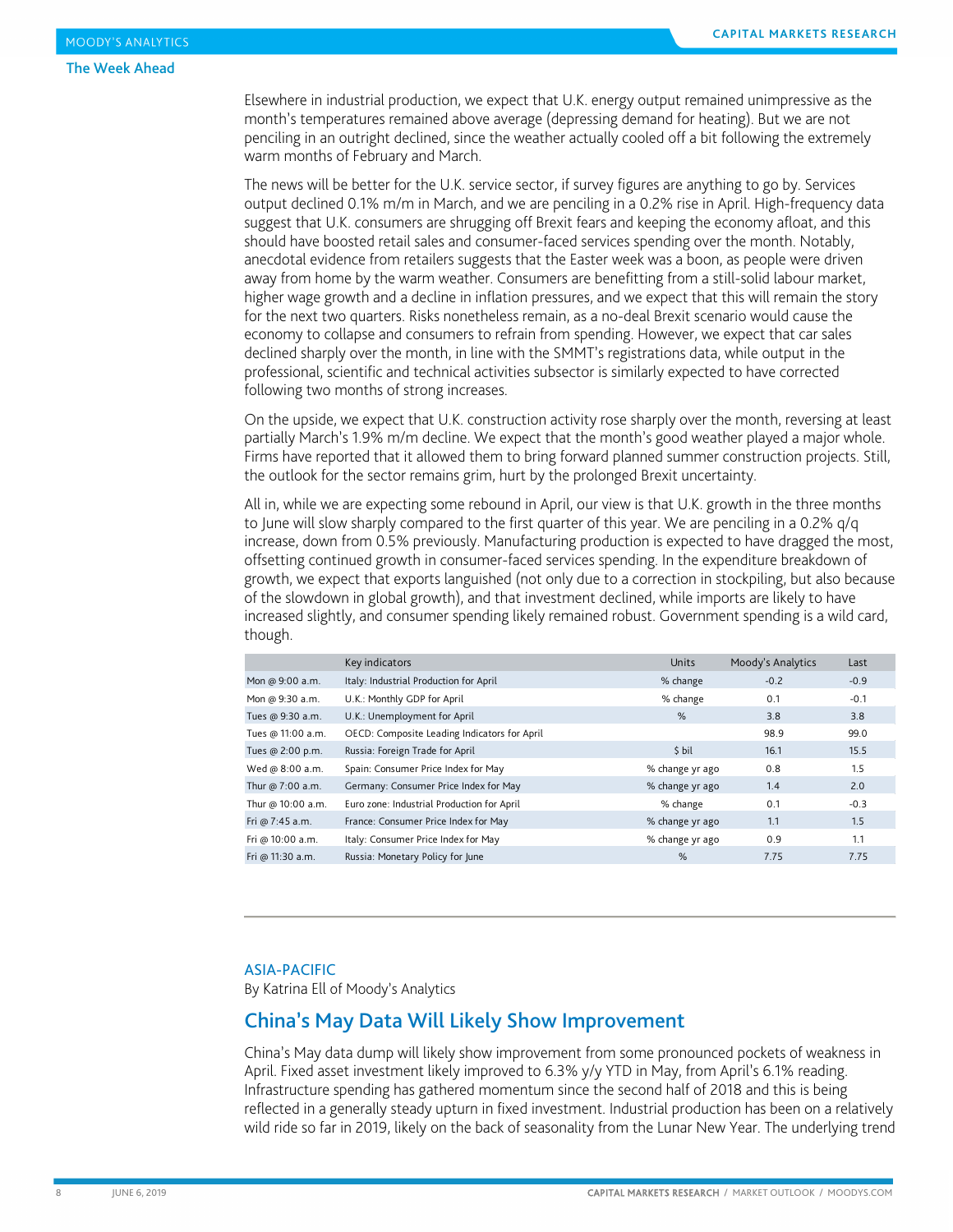Elsewhere in industrial production, we expect that U.K. energy output remained unimpressive as the month's temperatures remained above average (depressing demand for heating). But we are not penciling in an outright declined, since the weather actually cooled off a bit following the extremely warm months of February and March.

The news will be better for the U.K. service sector, if survey figures are anything to go by. Services output declined 0.1% m/m in March, and we are penciling in a 0.2% rise in April. High-frequency data suggest that U.K. consumers are shrugging off Brexit fears and keeping the economy afloat, and this should have boosted retail sales and consumer-faced services spending over the month. Notably, anecdotal evidence from retailers suggests that the Easter week was a boon, as people were driven away from home by the warm weather. Consumers are benefitting from a still-solid labour market, higher wage growth and a decline in inflation pressures, and we expect that this will remain the story for the next two quarters. Risks nonetheless remain, as a no-deal Brexit scenario would cause the economy to collapse and consumers to refrain from spending. However, we expect that car sales declined sharply over the month, in line with the SMMT's registrations data, while output in the professional, scientific and technical activities subsector is similarly expected to have corrected following two months of strong increases.

On the upside, we expect that U.K. construction activity rose sharply over the month, reversing at least partially March's 1.9% m/m decline. We expect that the month's good weather played a major whole. Firms have reported that it allowed them to bring forward planned summer construction projects. Still, the outlook for the sector remains grim, hurt by the prolonged Brexit uncertainty.

All in, while we are expecting some rebound in April, our view is that U.K. growth in the three months to June will slow sharply compared to the first quarter of this year. We are penciling in a 0.2% q/q increase, down from 0.5% previously. Manufacturing production is expected to have dragged the most, offsetting continued growth in consumer-faced services spending. In the expenditure breakdown of growth, we expect that exports languished (not only due to a correction in stockpiling, but also because of the slowdown in global growth), and that investment declined, while imports are likely to have increased slightly, and consumer spending likely remained robust. Government spending is a wild card, though.

| | Key indicators | Units | Moody's Analytics | Last |
|---|---|---|---|---|
| Mon @ 9:00 a.m. | Italy: Industrial Production for April | % change | -0.2 | -0.9 |
| Mon @ 9:30 a.m. | U.K.: Monthly GDP for April | % change | 0.1 | -0.1 |
| Tues @ 9:30 a.m. | U.K.: Unemployment for April | % | 3.8 | 3.8 |
| Tues @ 11:00 a.m. | OECD: Composite Leading Indicators for April | | 98.9 | 99.0 |
| Tues @ 2:00 p.m. | Russia: Foreign Trade for April | $ bil | 16.1 | 15.5 |
| Wed @ 8:00 a.m. | Spain: Consumer Price Index for May | % change yr ago | 0.8 | 1.5 |
| Thur @ 7:00 a.m. | Germany: Consumer Price Index for May | % change yr ago | 1.4 | 2.0 |
| Thur @ 10:00 a.m. | Euro zone: Industrial Production for April | % change | 0.1 | -0.3 |
| Fri @ 7:45 a.m. | France: Consumer Price Index for May | % change yr ago | 1.1 | 1.5 |
| Fri @ 10:00 a.m. | Italy: Consumer Price Index for May | % change yr ago | 0.9 | 1.1 |
| Fri @ 11:30 a.m. | Russia: Monetary Policy for June | % | 7.75 | 7.75 |

---

ASIA-PACIFIC

By Katrina Ell of Moody's Analytics

## China's May Data Will Likely Show Improvement

China's May data dump will likely show improvement from some pronounced pockets of weakness in April. Fixed asset investment likely improved to 6.3% y/y YTD in May, from April's 6.1% reading. Infrastructure spending has gathered momentum since the second half of 2018 and this is being reflected in a generally steady upturn in fixed investment. Industrial production has been on a relatively wild ride so far in 2019, likely on the back of seasonality from the Lunar New Year. The underlying trend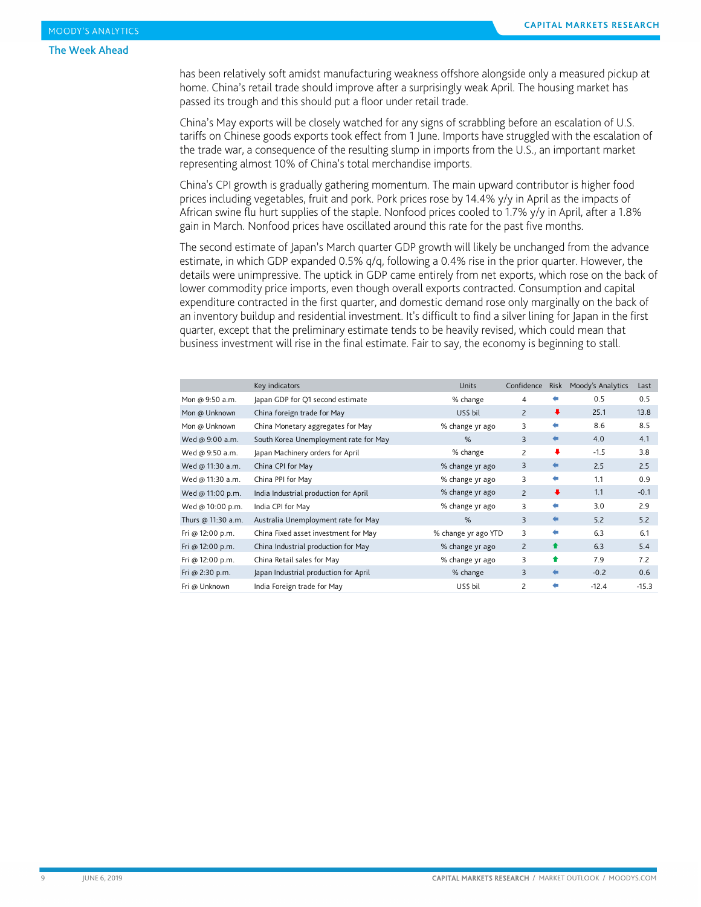has been relatively soft amidst manufacturing weakness offshore alongside only a measured pickup at home. China's retail trade should improve after a surprisingly weak April. The housing market has passed its trough and this should put a floor under retail trade.

China's May exports will be closely watched for any signs of scrabbling before an escalation of U.S. tariffs on Chinese goods exports took effect from 1 June. Imports have struggled with the escalation of the trade war, a consequence of the resulting slump in imports from the U.S., an important market representing almost 10% of China's total merchandise imports.

China's CPI growth is gradually gathering momentum. The main upward contributor is higher food prices including vegetables, fruit and pork. Pork prices rose by 14.4% y/y in April as the impacts of African swine flu hurt supplies of the staple. Nonfood prices cooled to 1.7% y/y in April, after a 1.8% gain in March. Nonfood prices have oscillated around this rate for the past five months.

The second estimate of Japan's March quarter GDP growth will likely be unchanged from the advance estimate, in which GDP expanded 0.5% q/q, following a 0.4% rise in the prior quarter. However, the details were unimpressive. The uptick in GDP came entirely from net exports, which rose on the back of lower commodity price imports, even though overall exports contracted. Consumption and capital expenditure contracted in the first quarter, and domestic demand rose only marginally on the back of an inventory buildup and residential investment. It's difficult to find a silver lining for Japan in the first quarter, except that the preliminary estimate tends to be heavily revised, which could mean that business investment will rise in the final estimate. Fair to say, the economy is beginning to stall.

| | Key indicators | Units | Confidence | Risk | Moody's Analytics | Last |
|---|---|---|---|---|---|---|
| Mon @ 9:50 a.m. | Japan GDP for Q1 second estimate | % change | 4 | ← | 0.5 | 0.5 |
| Mon @ Unknown | China foreign trade for May | US$ bil | 2 | ↓ | 25.1 | 13.8 |
| Mon @ Unknown | China Monetary aggregates for May | % change yr ago | 3 | ← | 8.6 | 8.5 |
| Wed @ 9:00 a.m. | South Korea Unemployment rate for May | % | 3 | ← | 4.0 | 4.1 |
| Wed @ 9:50 a.m. | Japan Machinery orders for April | % change | 2 | ↓ | -1.5 | 3.8 |
| Wed @ 11:30 a.m. | China CPI for May | % change yr ago | 3 | ← | 2.5 | 2.5 |
| Wed @ 11:30 a.m. | China PPI for May | % change yr ago | 3 | ← | 1.1 | 0.9 |
| Wed @ 11:00 p.m. | India Industrial production for April | % change yr ago | 2 | ↓ | 1.1 | -0.1 |
| Wed @ 10:00 p.m. | India CPI for May | % change yr ago | 3 | ← | 3.0 | 2.9 |
| Thurs @ 11:30 a.m. | Australia Unemployment rate for May | % | 3 | ← | 5.2 | 5.2 |
| Fri @ 12:00 p.m. | China Fixed asset investment for May | % change yr ago YTD | 3 | ← | 6.3 | 6.1 |
| Fri @ 12:00 p.m. | China Industrial production for May | % change yr ago | 2 | ↑ | 6.3 | 5.4 |
| Fri @ 12:00 p.m. | China Retail sales for May | % change yr ago | 3 | ↑ | 7.9 | 7.2 |
| Fri @ 2:30 p.m. | Japan Industrial production for April | % change | 3 | ← | -0.2 | 0.6 |
| Fri @ Unknown | India Foreign trade for May | US$ bil | 2 | ← | -12.4 | -15.3 |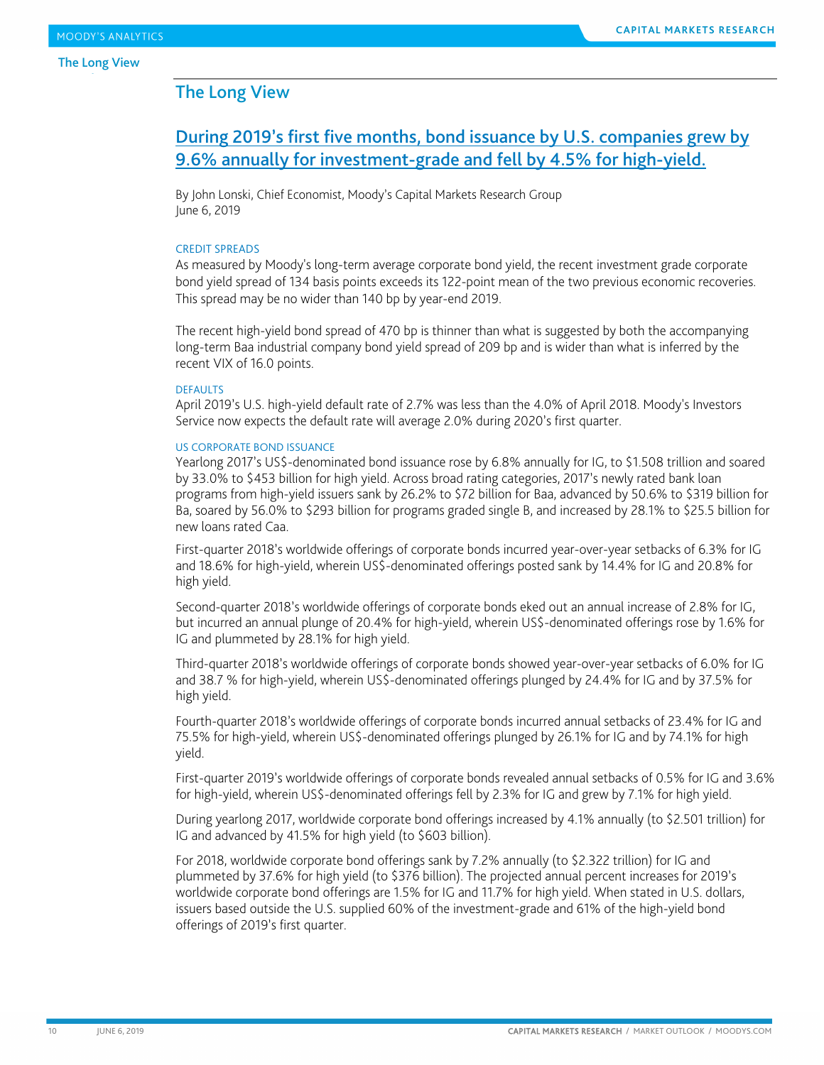## The Long View

### During 2019's first five months, bond issuance by U.S. companies grew by 9.6% annually for investment-grade and fell by 4.5% for high-yield.

By John Lonski, Chief Economist, Moody's Capital Markets Research Group
June 6, 2019

#### CREDIT SPREADS

As measured by Moody's long-term average corporate bond yield, the recent investment grade corporate bond yield spread of 134 basis points exceeds its 122-point mean of the two previous economic recoveries. This spread may be no wider than 140 bp by year-end 2019.

The recent high-yield bond spread of 470 bp is thinner than what is suggested by both the accompanying long-term Baa industrial company bond yield spread of 209 bp and is wider than what is inferred by the recent VIX of 16.0 points.

#### DEFAULTS

April 2019's U.S. high-yield default rate of 2.7% was less than the 4.0% of April 2018. Moody's Investors Service now expects the default rate will average 2.0% during 2020's first quarter.

#### US CORPORATE BOND ISSUANCE

Yearlong 2017's US$-denominated bond issuance rose by 6.8% annually for IG, to $1.508 trillion and soared by 33.0% to $453 billion for high yield. Across broad rating categories, 2017's newly rated bank loan programs from high-yield issuers sank by 26.2% to $72 billion for Baa, advanced by 50.6% to $319 billion for Ba, soared by 56.0% to $293 billion for programs graded single B, and increased by 28.1% to $25.5 billion for new loans rated Caa.

First-quarter 2018's worldwide offerings of corporate bonds incurred year-over-year setbacks of 6.3% for IG and 18.6% for high-yield, wherein US$-denominated offerings posted sank by 14.4% for IG and 20.8% for high yield.

Second-quarter 2018's worldwide offerings of corporate bonds eked out an annual increase of 2.8% for IG, but incurred an annual plunge of 20.4% for high-yield, wherein US$-denominated offerings rose by 1.6% for IG and plummeted by 28.1% for high yield.

Third-quarter 2018's worldwide offerings of corporate bonds showed year-over-year setbacks of 6.0% for IG and 38.7 % for high-yield, wherein US$-denominated offerings plunged by 24.4% for IG and by 37.5% for high yield.

Fourth-quarter 2018's worldwide offerings of corporate bonds incurred annual setbacks of 23.4% for IG and 75.5% for high-yield, wherein US$-denominated offerings plunged by 26.1% for IG and by 74.1% for high yield.

First-quarter 2019's worldwide offerings of corporate bonds revealed annual setbacks of 0.5% for IG and 3.6% for high-yield, wherein US$-denominated offerings fell by 2.3% for IG and grew by 7.1% for high yield.

During yearlong 2017, worldwide corporate bond offerings increased by 4.1% annually (to $2.501 trillion) for IG and advanced by 41.5% for high yield (to $603 billion).

For 2018, worldwide corporate bond offerings sank by 7.2% annually (to $2.322 trillion) for IG and plummeted by 37.6% for high yield (to $376 billion). The projected annual percent increases for 2019's worldwide corporate bond offerings are 1.5% for IG and 11.7% for high yield. When stated in U.S. dollars, issuers based outside the U.S. supplied 60% of the investment-grade and 61% of the high-yield bond offerings of 2019's first quarter.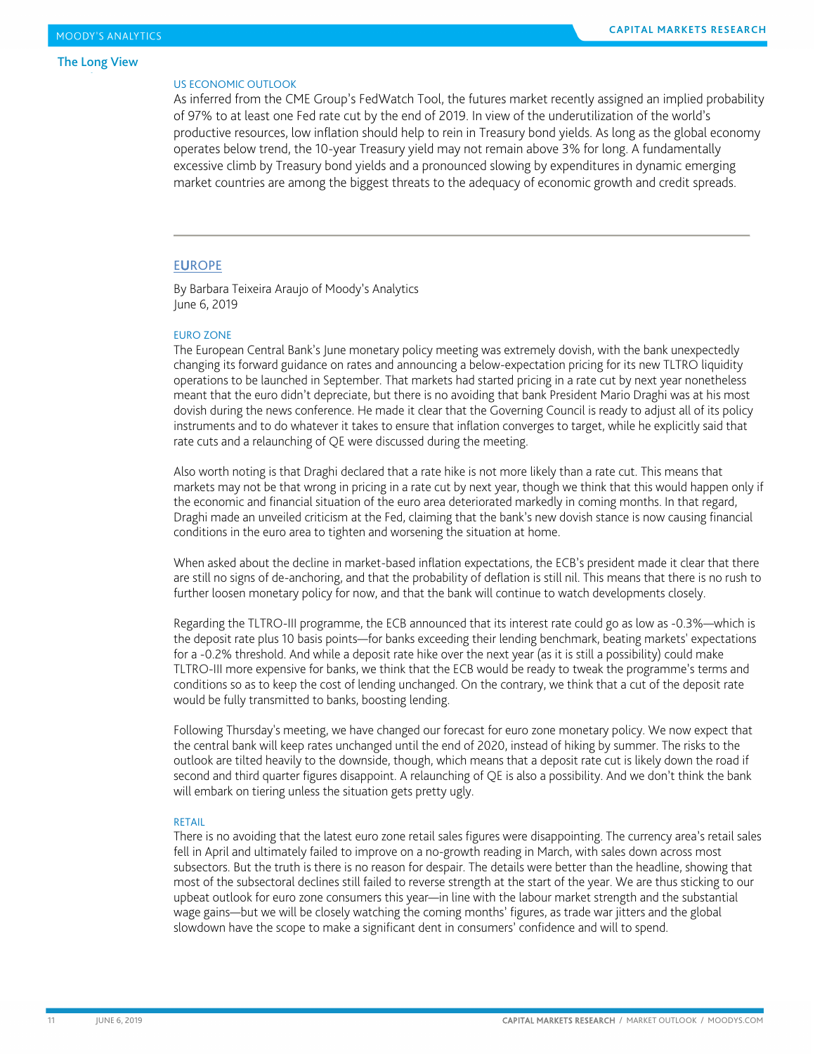### US ECONOMIC OUTLOOK

As inferred from the CME Group's FedWatch Tool, the futures market recently assigned an implied probability of 97% to at least one Fed rate cut by the end of 2019. In view of the underutilization of the world's productive resources, low inflation should help to rein in Treasury bond yields. As long as the global economy operates below trend, the 10-year Treasury yield may not remain above 3% for long. A fundamentally excessive climb by Treasury bond yields and a pronounced slowing by expenditures in dynamic emerging market countries are among the biggest threats to the adequacy of economic growth and credit spreads.

---

## EUROPE

By Barbara Teixeira Araujo of Moody's Analytics
June 6, 2019

### EURO ZONE

The European Central Bank's June monetary policy meeting was extremely dovish, with the bank unexpectedly changing its forward guidance on rates and announcing a below-expectation pricing for its new TLTRO liquidity operations to be launched in September. That markets had started pricing in a rate cut by next year nonetheless meant that the euro didn't depreciate, but there is no avoiding that bank President Mario Draghi was at his most dovish during the news conference. He made it clear that the Governing Council is ready to adjust all of its policy instruments and to do whatever it takes to ensure that inflation converges to target, while he explicitly said that rate cuts and a relaunching of QE were discussed during the meeting.

Also worth noting is that Draghi declared that a rate hike is not more likely than a rate cut. This means that markets may not be that wrong in pricing in a rate cut by next year, though we think that this would happen only if the economic and financial situation of the euro area deteriorated markedly in coming months. In that regard, Draghi made an unveiled criticism at the Fed, claiming that the bank's new dovish stance is now causing financial conditions in the euro area to tighten and worsening the situation at home.

When asked about the decline in market-based inflation expectations, the ECB's president made it clear that there are still no signs of de-anchoring, and that the probability of deflation is still nil. This means that there is no rush to further loosen monetary policy for now, and that the bank will continue to watch developments closely.

Regarding the TLTRO-III programme, the ECB announced that its interest rate could go as low as -0.3%—which is the deposit rate plus 10 basis points—for banks exceeding their lending benchmark, beating markets' expectations for a -0.2% threshold. And while a deposit rate hike over the next year (as it is still a possibility) could make TLTRO-III more expensive for banks, we think that the ECB would be ready to tweak the programme's terms and conditions so as to keep the cost of lending unchanged. On the contrary, we think that a cut of the deposit rate would be fully transmitted to banks, boosting lending.

Following Thursday's meeting, we have changed our forecast for euro zone monetary policy. We now expect that the central bank will keep rates unchanged until the end of 2020, instead of hiking by summer. The risks to the outlook are tilted heavily to the downside, though, which means that a deposit rate cut is likely down the road if second and third quarter figures disappoint. A relaunching of QE is also a possibility. And we don't think the bank will embark on tiering unless the situation gets pretty ugly.

### RETAIL

There is no avoiding that the latest euro zone retail sales figures were disappointing. The currency area's retail sales fell in April and ultimately failed to improve on a no-growth reading in March, with sales down across most subsectors. But the truth is there is no reason for despair. The details were better than the headline, showing that most of the subsectoral declines still failed to reverse strength at the start of the year. We are thus sticking to our upbeat outlook for euro zone consumers this year—in line with the labour market strength and the substantial wage gains—but we will be closely watching the coming months' figures, as trade war jitters and the global slowdown have the scope to make a significant dent in consumers' confidence and will to spend.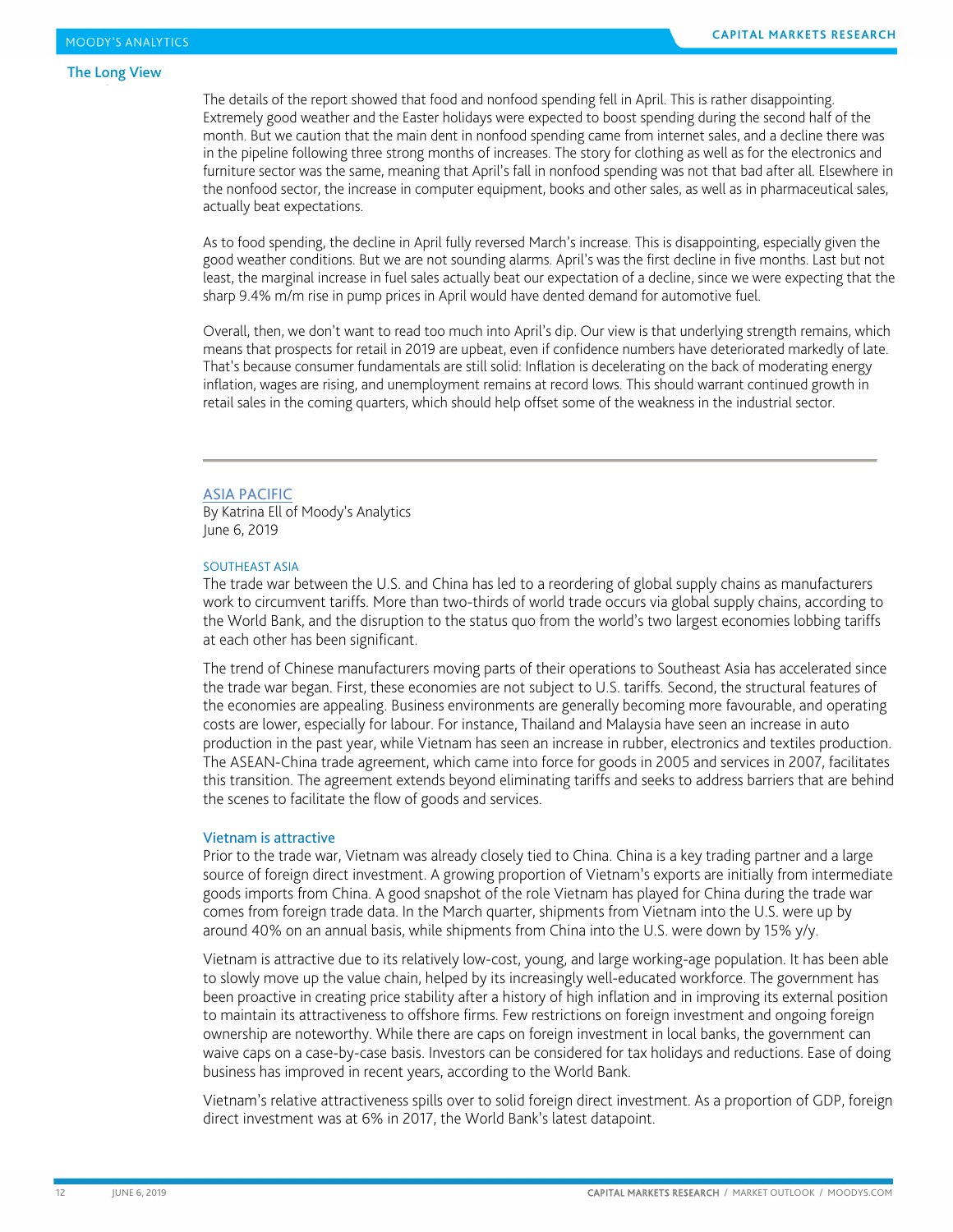The details of the report showed that food and nonfood spending fell in April. This is rather disappointing. Extremely good weather and the Easter holidays were expected to boost spending during the second half of the month. But we caution that the main dent in nonfood spending came from internet sales, and a decline there was in the pipeline following three strong months of increases. The story for clothing as well as for the electronics and furniture sector was the same, meaning that April's fall in nonfood spending was not that bad after all. Elsewhere in the nonfood sector, the increase in computer equipment, books and other sales, as well as in pharmaceutical sales, actually beat expectations.

As to food spending, the decline in April fully reversed March's increase. This is disappointing, especially given the good weather conditions. But we are not sounding alarms. April's was the first decline in five months. Last but not least, the marginal increase in fuel sales actually beat our expectation of a decline, since we were expecting that the sharp 9.4% m/m rise in pump prices in April would have dented demand for automotive fuel.

Overall, then, we don't want to read too much into April's dip. Our view is that underlying strength remains, which means that prospects for retail in 2019 are upbeat, even if confidence numbers have deteriorated markedly of late. That's because consumer fundamentals are still solid: Inflation is decelerating on the back of moderating energy inflation, wages are rising, and unemployment remains at record lows. This should warrant continued growth in retail sales in the coming quarters, which should help offset some of the weakness in the industrial sector.

---

## ASIA PACIFIC

By Katrina Ell of Moody's Analytics
June 6, 2019

### SOUTHEAST ASIA

The trade war between the U.S. and China has led to a reordering of global supply chains as manufacturers work to circumvent tariffs. More than two-thirds of world trade occurs via global supply chains, according to the World Bank, and the disruption to the status quo from the world's two largest economies lobbing tariffs at each other has been significant.

The trend of Chinese manufacturers moving parts of their operations to Southeast Asia has accelerated since the trade war began. First, these economies are not subject to U.S. tariffs. Second, the structural features of the economies are appealing. Business environments are generally becoming more favourable, and operating costs are lower, especially for labour. For instance, Thailand and Malaysia have seen an increase in auto production in the past year, while Vietnam has seen an increase in rubber, electronics and textiles production. The ASEAN-China trade agreement, which came into force for goods in 2005 and services in 2007, facilitates this transition. The agreement extends beyond eliminating tariffs and seeks to address barriers that are behind the scenes to facilitate the flow of goods and services.

### Vietnam is attractive

Prior to the trade war, Vietnam was already closely tied to China. China is a key trading partner and a large source of foreign direct investment. A growing proportion of Vietnam's exports are initially from intermediate goods imports from China. A good snapshot of the role Vietnam has played for China during the trade war comes from foreign trade data. In the March quarter, shipments from Vietnam into the U.S. were up by around 40% on an annual basis, while shipments from China into the U.S. were down by 15% y/y.

Vietnam is attractive due to its relatively low-cost, young, and large working-age population. It has been able to slowly move up the value chain, helped by its increasingly well-educated workforce. The government has been proactive in creating price stability after a history of high inflation and in improving its external position to maintain its attractiveness to offshore firms. Few restrictions on foreign investment and ongoing foreign ownership are noteworthy. While there are caps on foreign investment in local banks, the government can waive caps on a case-by-case basis. Investors can be considered for tax holidays and reductions. Ease of doing business has improved in recent years, according to the World Bank.

Vietnam's relative attractiveness spills over to solid foreign direct investment. As a proportion of GDP, foreign direct investment was at 6% in 2017, the World Bank's latest datapoint.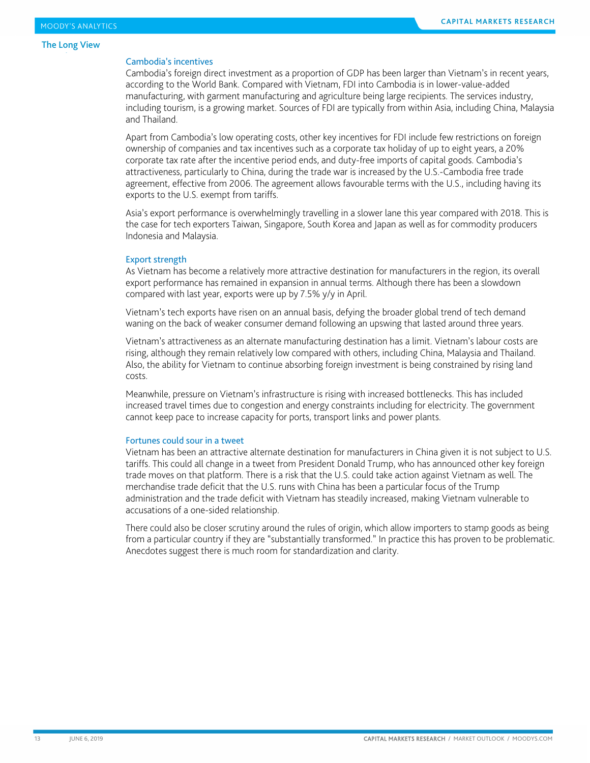### Cambodia's incentives

Cambodia's foreign direct investment as a proportion of GDP has been larger than Vietnam's in recent years, according to the World Bank. Compared with Vietnam, FDI into Cambodia is in lower-value-added manufacturing, with garment manufacturing and agriculture being large recipients. The services industry, including tourism, is a growing market. Sources of FDI are typically from within Asia, including China, Malaysia and Thailand.

Apart from Cambodia's low operating costs, other key incentives for FDI include few restrictions on foreign ownership of companies and tax incentives such as a corporate tax holiday of up to eight years, a 20% corporate tax rate after the incentive period ends, and duty-free imports of capital goods. Cambodia's attractiveness, particularly to China, during the trade war is increased by the U.S.-Cambodia free trade agreement, effective from 2006. The agreement allows favourable terms with the U.S., including having its exports to the U.S. exempt from tariffs.

Asia's export performance is overwhelmingly travelling in a slower lane this year compared with 2018. This is the case for tech exporters Taiwan, Singapore, South Korea and Japan as well as for commodity producers Indonesia and Malaysia.

### Export strength

As Vietnam has become a relatively more attractive destination for manufacturers in the region, its overall export performance has remained in expansion in annual terms. Although there has been a slowdown compared with last year, exports were up by 7.5% y/y in April.

Vietnam's tech exports have risen on an annual basis, defying the broader global trend of tech demand waning on the back of weaker consumer demand following an upswing that lasted around three years.

Vietnam's attractiveness as an alternate manufacturing destination has a limit. Vietnam's labour costs are rising, although they remain relatively low compared with others, including China, Malaysia and Thailand. Also, the ability for Vietnam to continue absorbing foreign investment is being constrained by rising land costs.

Meanwhile, pressure on Vietnam's infrastructure is rising with increased bottlenecks. This has included increased travel times due to congestion and energy constraints including for electricity. The government cannot keep pace to increase capacity for ports, transport links and power plants.

### Fortunes could sour in a tweet

Vietnam has been an attractive alternate destination for manufacturers in China given it is not subject to U.S. tariffs. This could all change in a tweet from President Donald Trump, who has announced other key foreign trade moves on that platform. There is a risk that the U.S. could take action against Vietnam as well. The merchandise trade deficit that the U.S. runs with China has been a particular focus of the Trump administration and the trade deficit with Vietnam has steadily increased, making Vietnam vulnerable to accusations of a one-sided relationship.

There could also be closer scrutiny around the rules of origin, which allow importers to stamp goods as being from a particular country if they are "substantially transformed." In practice this has proven to be problematic. Anecdotes suggest there is much room for standardization and clarity.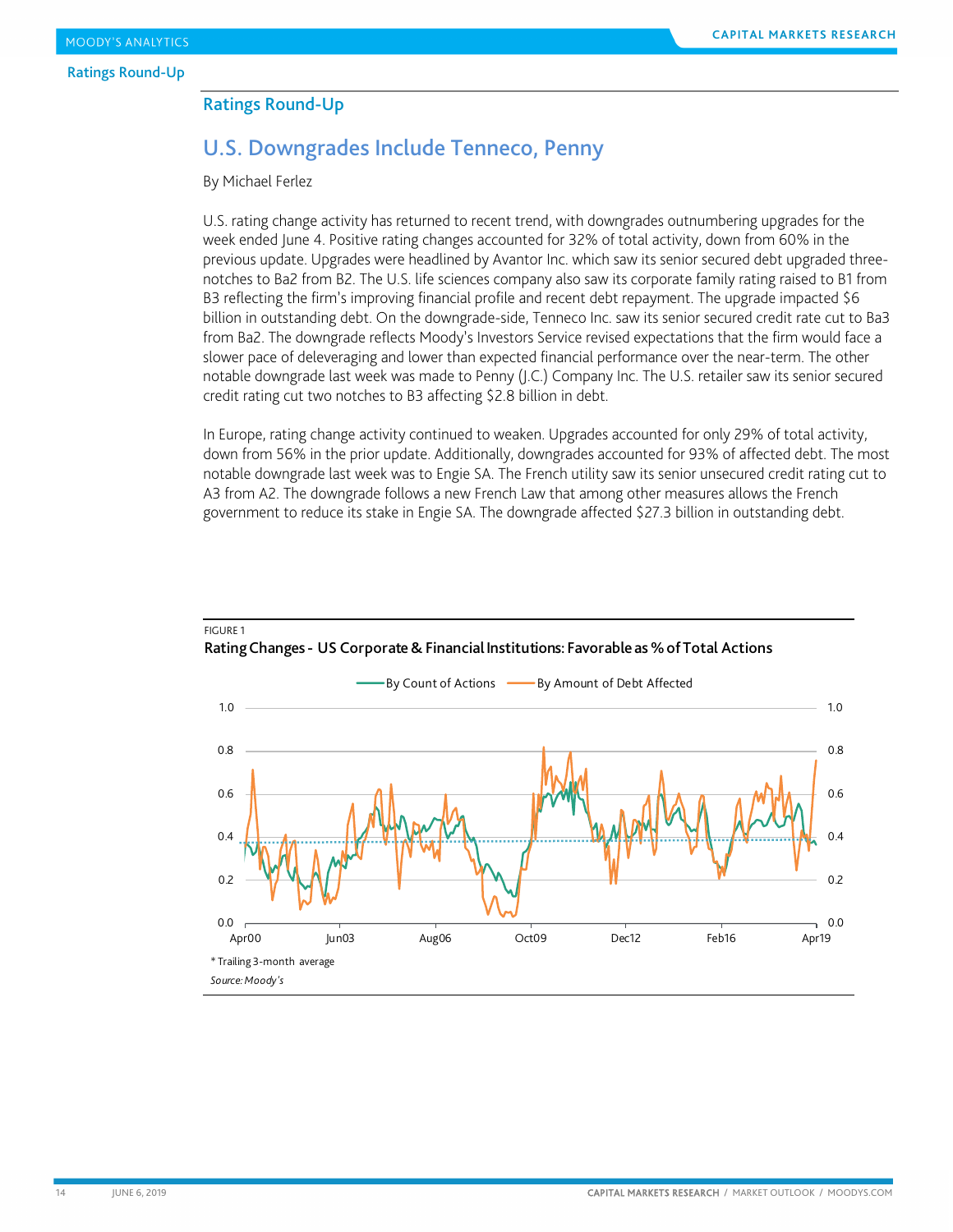## Ratings Round-Up

# U.S. Downgrades Include Tenneco, Penny

By Michael Ferlez

U.S. rating change activity has returned to recent trend, with downgrades outnumbering upgrades for the week ended June 4. Positive rating changes accounted for 32% of total activity, down from 60% in the previous update. Upgrades were headlined by Avantor Inc. which saw its senior secured debt upgraded three-notches to Ba2 from B2. The U.S. life sciences company also saw its corporate family rating raised to B1 from B3 reflecting the firm's improving financial profile and recent debt repayment. The upgrade impacted $6 billion in outstanding debt. On the downgrade-side, Tenneco Inc. saw its senior secured credit rate cut to Ba3 from Ba2. The downgrade reflects Moody's Investors Service revised expectations that the firm would face a slower pace of deleveraging and lower than expected financial performance over the near-term. The other notable downgrade last week was made to Penny (J.C.) Company Inc. The U.S. retailer saw its senior secured credit rating cut two notches to B3 affecting $2.8 billion in debt.

In Europe, rating change activity continued to weaken. Upgrades accounted for only 29% of total activity, down from 56% in the prior update. Additionally, downgrades accounted for 93% of affected debt. The most notable downgrade last week was to Engie SA. The French utility saw its senior unsecured credit rating cut to A3 from A2. The downgrade follows a new French Law that among other measures allows the French government to reduce its stake in Engie SA. The downgrade affected $27.3 billion in outstanding debt.

FIGURE 1

**Rating Changes - US Corporate & Financial Institutions: Favorable as % of Total Actions**

\* Trailing 3-month average

*Source: Moody's*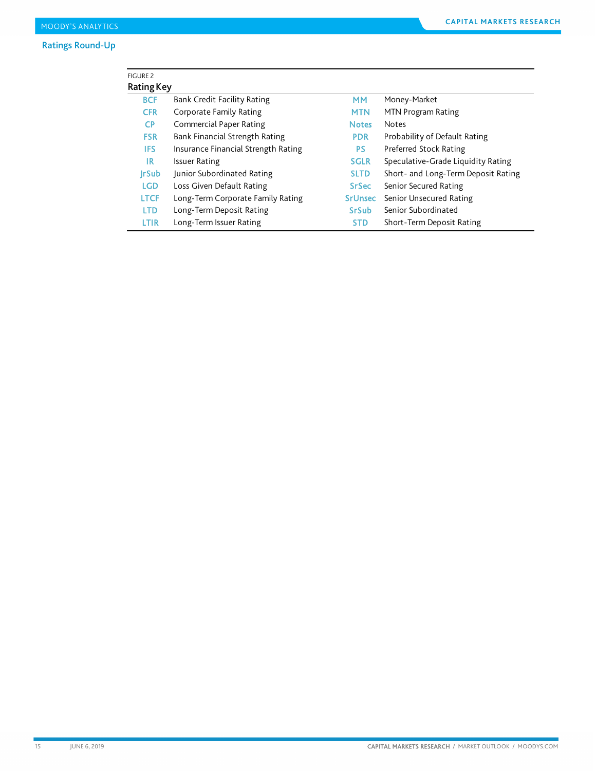FIGURE 2

**Rating Key**

| | | | |
|---|---|---|---|
| BCF | Bank Credit Facility Rating | MM | Money-Market |
| CFR | Corporate Family Rating | MTN | MTN Program Rating |
| CP | Commercial Paper Rating | Notes | Notes |
| FSR | Bank Financial Strength Rating | PDR | Probability of Default Rating |
| IFS | Insurance Financial Strength Rating | PS | Preferred Stock Rating |
| IR | Issuer Rating | SGLR | Speculative-Grade Liquidity Rating |
| JrSub | Junior Subordinated Rating | SLTD | Short- and Long-Term Deposit Rating |
| LGD | Loss Given Default Rating | SrSec | Senior Secured Rating |
| LTCF | Long-Term Corporate Family Rating | SrUnsec | Senior Unsecured Rating |
| LTD | Long-Term Deposit Rating | SrSub | Senior Subordinated |
| LTIR | Long-Term Issuer Rating | STD | Short-Term Deposit Rating |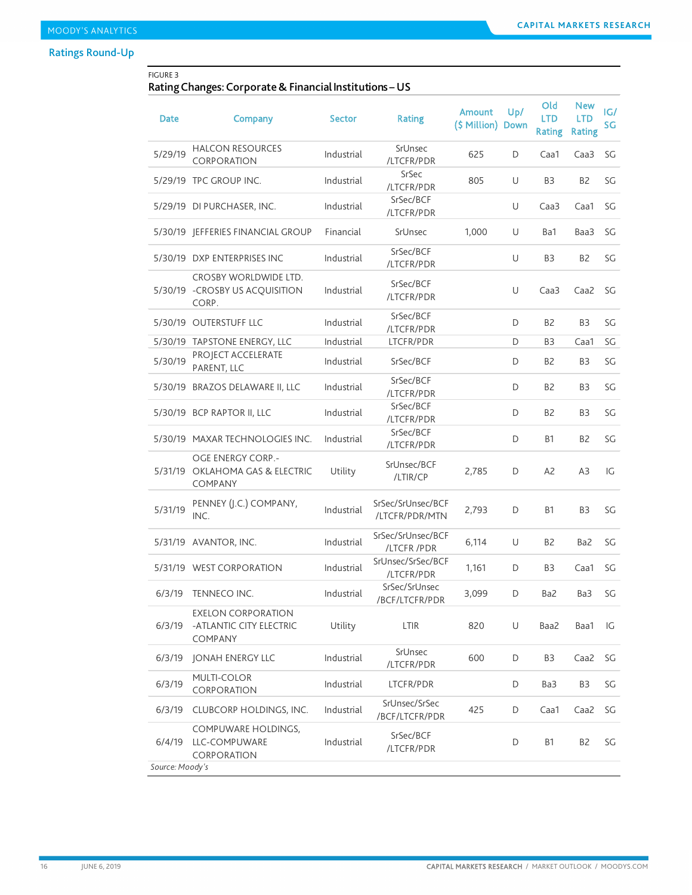## Ratings Round-Up

FIGURE 3

### Rating Changes: Corporate & Financial Institutions – US

| Date | Company | Sector | Rating | Amount ($ Million) | Up/ Down | Old LTD Rating | New LTD Rating | IG/ SG |
|---|---|---|---|---|---|---|---|---|
| 5/29/19 | HALCON RESOURCES CORPORATION | Industrial | SrUnsec /LTCFR/PDR | 625 | D | Caa1 | Caa3 | SG |
| 5/29/19 | TPC GROUP INC. | Industrial | SrSec /LTCFR/PDR | 805 | U | B3 | B2 | SG |
| 5/29/19 | DI PURCHASER, INC. | Industrial | SrSec/BCF /LTCFR/PDR | | U | Caa3 | Caa1 | SG |
| 5/30/19 | JEFFERIES FINANCIAL GROUP | Financial | SrUnsec | 1,000 | U | Ba1 | Baa3 | SG |
| 5/30/19 | DXP ENTERPRISES INC | Industrial | SrSec/BCF /LTCFR/PDR | | U | B3 | B2 | SG |
| 5/30/19 | CROSBY WORLDWIDE LTD. -CROSBY US ACQUISITION CORP. | Industrial | SrSec/BCF /LTCFR/PDR | | U | Caa3 | Caa2 | SG |
| 5/30/19 | OUTERSTUFF LLC | Industrial | SrSec/BCF /LTCFR/PDR | | D | B2 | B3 | SG |
| 5/30/19 | TAPSTONE ENERGY, LLC | Industrial | LTCFR/PDR | | D | B3 | Caa1 | SG |
| 5/30/19 | PROJECT ACCELERATE PARENT, LLC | Industrial | SrSec/BCF | | D | B2 | B3 | SG |
| 5/30/19 | BRAZOS DELAWARE II, LLC | Industrial | SrSec/BCF /LTCFR/PDR | | D | B2 | B3 | SG |
| 5/30/19 | BCP RAPTOR II, LLC | Industrial | SrSec/BCF /LTCFR/PDR | | D | B2 | B3 | SG |
| 5/30/19 | MAXAR TECHNOLOGIES INC. | Industrial | SrSec/BCF /LTCFR/PDR | | D | B1 | B2 | SG |
| 5/31/19 | OGE ENERGY CORP.-OKLAHOMA GAS & ELECTRIC COMPANY | Utility | SrUnsec/BCF /LTIR/CP | 2,785 | D | A2 | A3 | IG |
| 5/31/19 | PENNEY (J.C.) COMPANY, INC. | Industrial | SrSec/SrUnsec/BCF /LTCFR/PDR/MTN | 2,793 | D | B1 | B3 | SG |
| 5/31/19 | AVANTOR, INC. | Industrial | SrSec/SrUnsec/BCF /LTCFR /PDR | 6,114 | U | B2 | Ba2 | SG |
| 5/31/19 | WEST CORPORATION | Industrial | SrUnsec/SrSec/BCF /LTCFR/PDR | 1,161 | D | B3 | Caa1 | SG |
| 6/3/19 | TENNECO INC. | Industrial | SrSec/SrUnsec /BCF/LTCFR/PDR | 3,099 | D | Ba2 | Ba3 | SG |
| 6/3/19 | EXELON CORPORATION -ATLANTIC CITY ELECTRIC COMPANY | Utility | LTIR | 820 | U | Baa2 | Baa1 | IG |
| 6/3/19 | JONAH ENERGY LLC | Industrial | SrUnsec /LTCFR/PDR | 600 | D | B3 | Caa2 | SG |
| 6/3/19 | MULTI-COLOR CORPORATION | Industrial | LTCFR/PDR | | D | Ba3 | B3 | SG |
| 6/3/19 | CLUBCORP HOLDINGS, INC. | Industrial | SrUnsec/SrSec /BCF/LTCFR/PDR | 425 | D | Caa1 | Caa2 | SG |
| 6/4/19 | COMPUWARE HOLDINGS, LLC-COMPUWARE CORPORATION | Industrial | SrSec/BCF /LTCFR/PDR | | D | B1 | B2 | SG |

*Source: Moody's*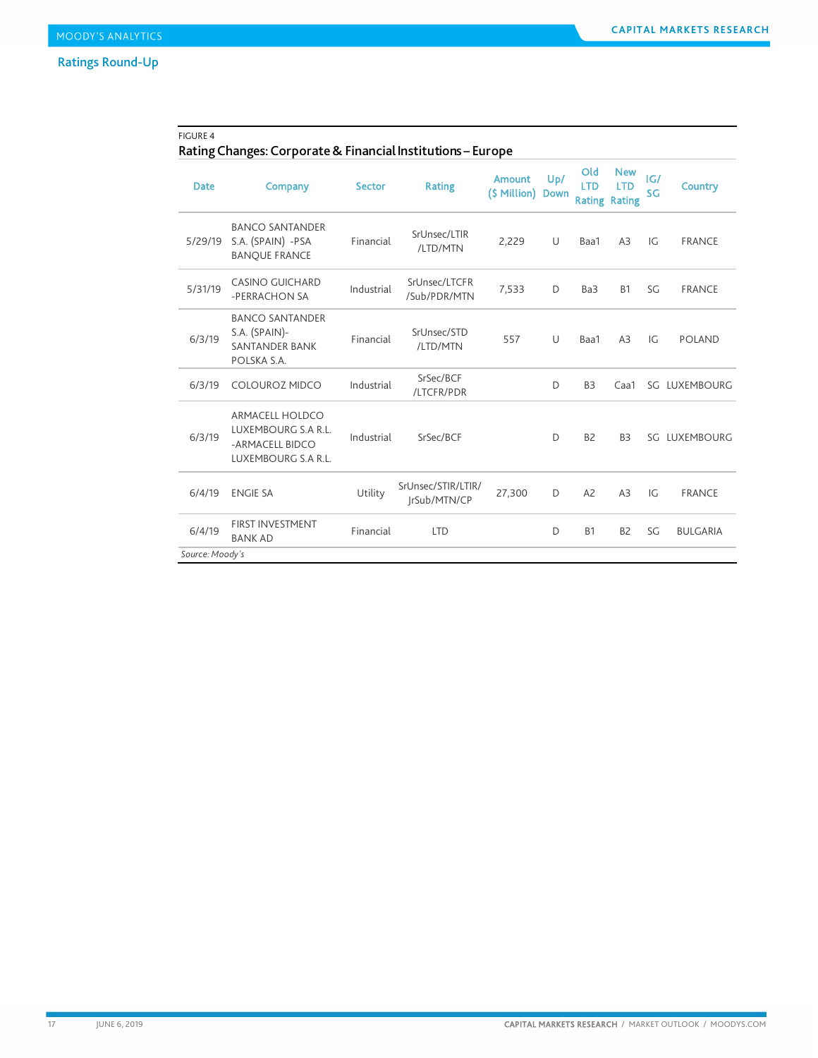FIGURE 4

## Rating Changes: Corporate & Financial Institutions – Europe

| Date | Company | Sector | Rating | Amount ($ Million) | Up/ Down | Old LTD Rating | New LTD Rating | IG/ SG | Country |
|---|---|---|---|---|---|---|---|---|---|
| 5/29/19 | BANCO SANTANDER S.A. (SPAIN) -PSA BANQUE FRANCE | Financial | SrUnsec/LTIR /LTD/MTN | 2,229 | U | Baa1 | A3 | IG | FRANCE |
| 5/31/19 | CASINO GUICHARD -PERRACHON SA | Industrial | SrUnsec/LTCFR /Sub/PDR/MTN | 7,533 | D | Ba3 | B1 | SG | FRANCE |
| 6/3/19 | BANCO SANTANDER S.A. (SPAIN)- SANTANDER BANK POLSKA S.A. | Financial | SrUnsec/STD /LTD/MTN | 557 | U | Baa1 | A3 | IG | POLAND |
| 6/3/19 | COLOUROZ MIDCO | Industrial | SrSec/BCF /LTCFR/PDR | | D | B3 | Caa1 | SG | LUXEMBOURG |
| 6/3/19 | ARMACELL HOLDCO LUXEMBOURG S.A R.L. -ARMACELL BIDCO LUXEMBOURG S.A R.L. | Industrial | SrSec/BCF | | D | B2 | B3 | SG | LUXEMBOURG |
| 6/4/19 | ENGIE SA | Utility | SrUnsec/STIR/LTIR/ JrSub/MTN/CP | 27,300 | D | A2 | A3 | IG | FRANCE |
| 6/4/19 | FIRST INVESTMENT BANK AD | Financial | LTD | | D | B1 | B2 | SG | BULGARIA |

*Source: Moody's*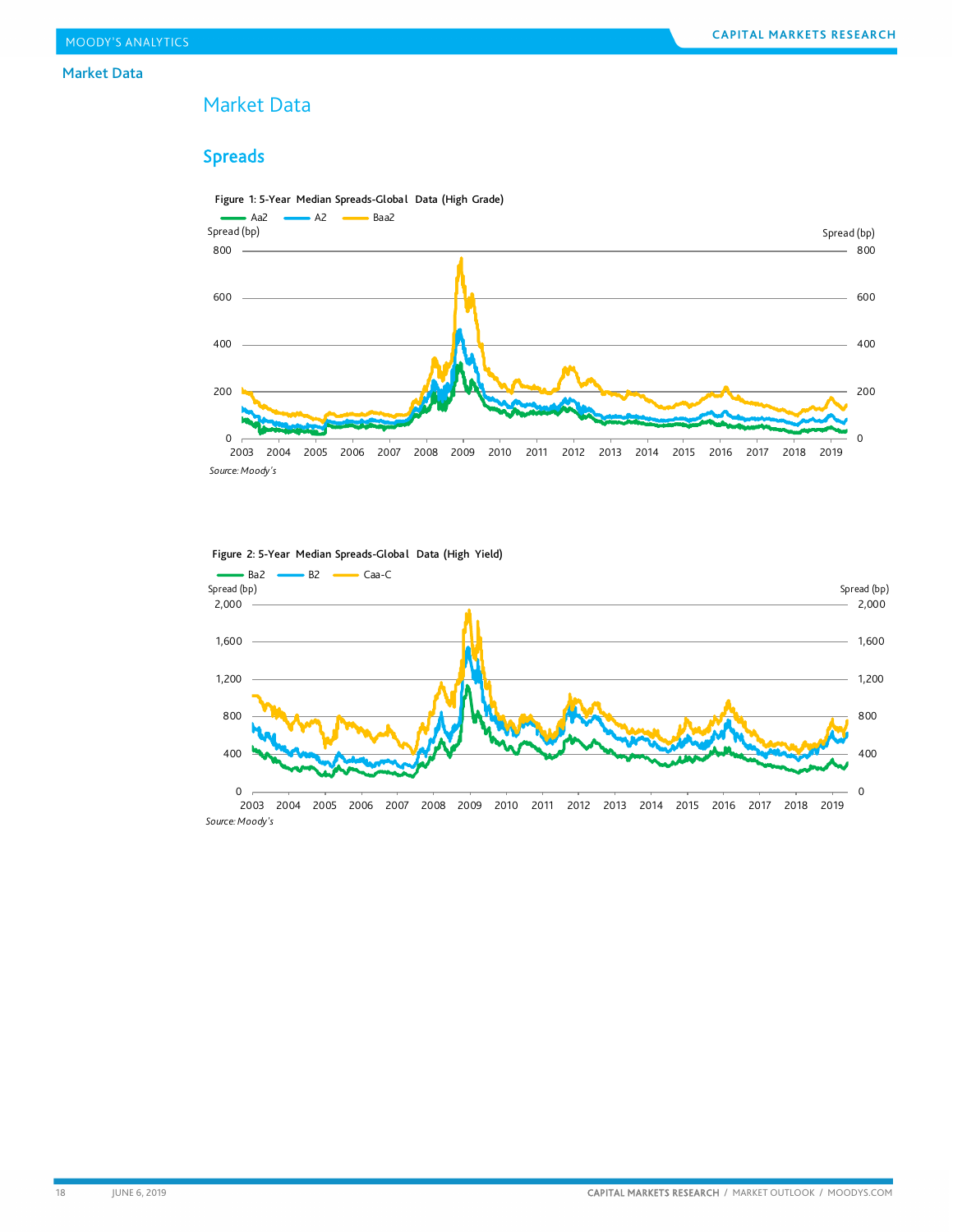## Market Data

### Spreads

Figure 1: 5-Year Median Spreads-Global Data (High Grade)

Aa2 A2 Baa2

Spread (bp)

Source: Moody's

Figure 2: 5-Year Median Spreads-Global Data (High Yield)

Ba2 B2 Caa-C

Spread (bp)

Source: Moody's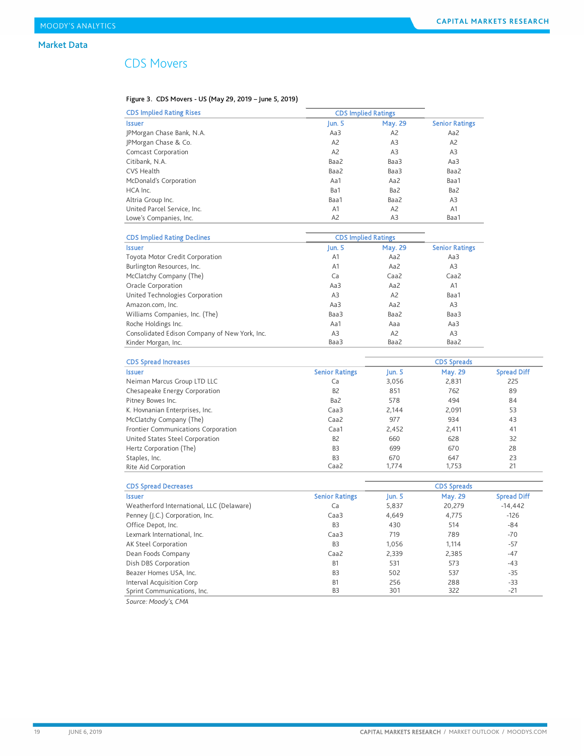## Market Data

# CDS Movers

Figure 3. CDS Movers - US (May 29, 2019 – June 5, 2019)

| CDS Implied Rating Rises | CDS Implied Ratings | | |
|---|---|---|---|
| Issuer | Jun. 5 | May. 29 | Senior Ratings |
| JPMorgan Chase Bank, N.A. | Aa3 | A2 | Aa2 |
| JPMorgan Chase & Co. | A2 | A3 | A2 |
| Comcast Corporation | A2 | A3 | A3 |
| Citibank, N.A. | Baa2 | Baa3 | Aa3 |
| CVS Health | Baa2 | Baa3 | Baa2 |
| McDonald's Corporation | Aa1 | Aa2 | Baa1 |
| HCA Inc. | Ba1 | Ba2 | Ba2 |
| Altria Group Inc. | Baa1 | Baa2 | A3 |
| United Parcel Service, Inc. | A1 | A2 | A1 |
| Lowe's Companies, Inc. | A2 | A3 | Baa1 |

| CDS Implied Rating Declines | CDS Implied Ratings | | |
|---|---|---|---|
| Issuer | Jun. 5 | May. 29 | Senior Ratings |
| Toyota Motor Credit Corporation | A1 | Aa2 | Aa3 |
| Burlington Resources, Inc. | A1 | Aa2 | A3 |
| McClatchy Company (The) | Ca | Caa2 | Caa2 |
| Oracle Corporation | Aa3 | Aa2 | A1 |
| United Technologies Corporation | A3 | A2 | Baa1 |
| Amazon.com, Inc. | Aa3 | Aa2 | A3 |
| Williams Companies, Inc. (The) | Baa3 | Baa2 | Baa3 |
| Roche Holdings Inc. | Aa1 | Aaa | Aa3 |
| Consolidated Edison Company of New York, Inc. | A3 | A2 | A3 |
| Kinder Morgan, Inc. | Baa3 | Baa2 | Baa2 |

| CDS Spread Increases | | CDS Spreads | | |
|---|---|---|---|---|
| Issuer | Senior Ratings | Jun. 5 | May. 29 | Spread Diff |
| Neiman Marcus Group LTD LLC | Ca | 3,056 | 2,831 | 225 |
| Chesapeake Energy Corporation | B2 | 851 | 762 | 89 |
| Pitney Bowes Inc. | Ba2 | 578 | 494 | 84 |
| K. Hovnanian Enterprises, Inc. | Caa3 | 2,144 | 2,091 | 53 |
| McClatchy Company (The) | Caa2 | 977 | 934 | 43 |
| Frontier Communications Corporation | Caa1 | 2,452 | 2,411 | 41 |
| United States Steel Corporation | B2 | 660 | 628 | 32 |
| Hertz Corporation (The) | B3 | 699 | 670 | 28 |
| Staples, Inc. | B3 | 670 | 647 | 23 |
| Rite Aid Corporation | Caa2 | 1,774 | 1,753 | 21 |

| CDS Spread Decreases | | CDS Spreads | | |
|---|---|---|---|---|
| Issuer | Senior Ratings | Jun. 5 | May. 29 | Spread Diff |
| Weatherford International, LLC (Delaware) | Ca | 5,837 | 20,279 | -14,442 |
| Penney (J.C.) Corporation, Inc. | Caa3 | 4,649 | 4,775 | -126 |
| Office Depot, Inc. | B3 | 430 | 514 | -84 |
| Lexmark International, Inc. | Caa3 | 719 | 789 | -70 |
| AK Steel Corporation | B3 | 1,056 | 1,114 | -57 |
| Dean Foods Company | Caa2 | 2,339 | 2,385 | -47 |
| Dish DBS Corporation | B1 | 531 | 573 | -43 |
| Beazer Homes USA, Inc. | B3 | 502 | 537 | -35 |
| Interval Acquisition Corp | B1 | 256 | 288 | -33 |
| Sprint Communications, Inc. | B3 | 301 | 322 | -21 |

*Source: Moody's, CMA*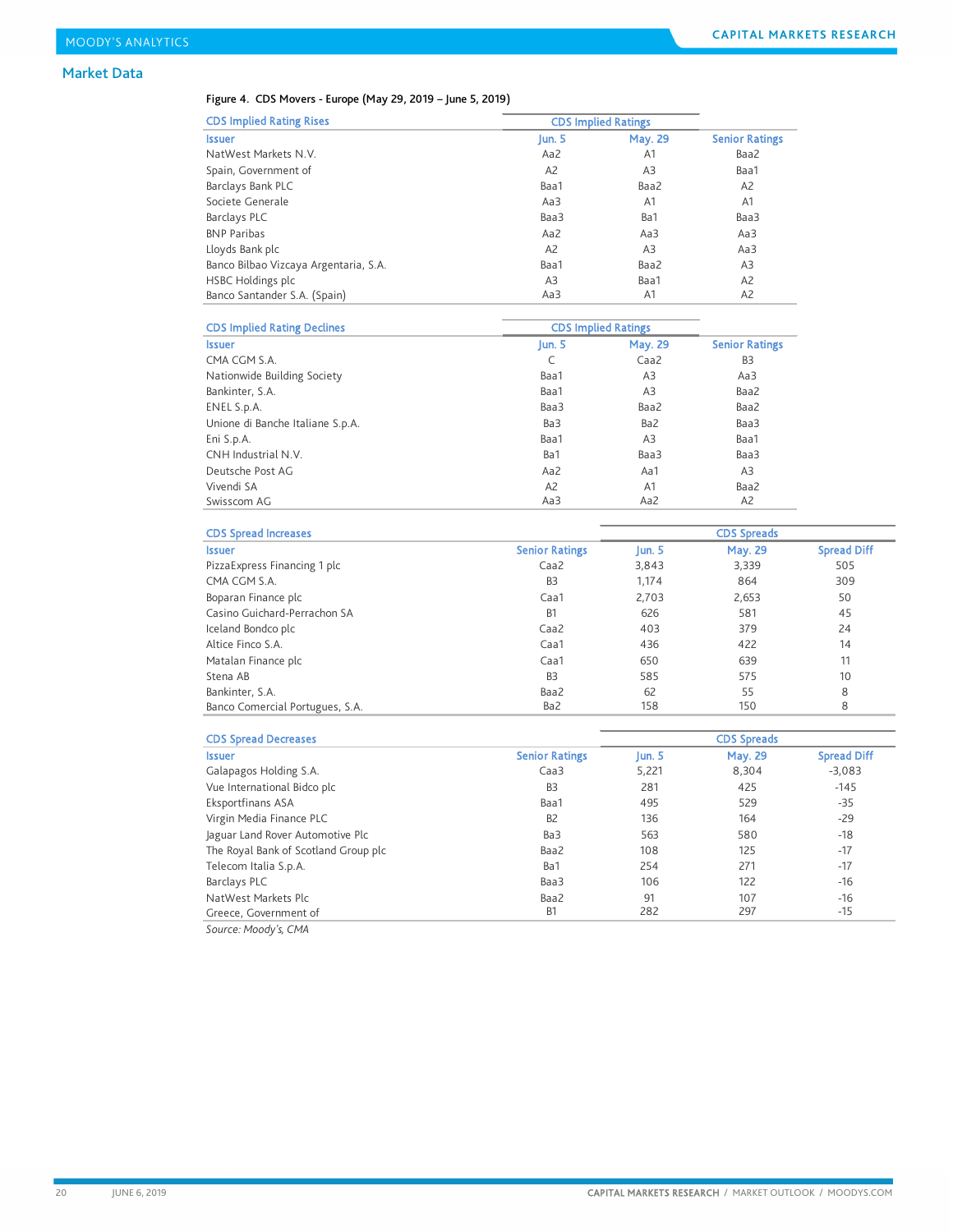## Market Data

Figure 4. CDS Movers - Europe (May 29, 2019 – June 5, 2019)

| CDS Implied Rating Rises | CDS Implied Ratings | | |
|---|---|---|---|
| Issuer | Jun. 5 | May. 29 | Senior Ratings |
| NatWest Markets N.V. | Aa2 | A1 | Baa2 |
| Spain, Government of | A2 | A3 | Baa1 |
| Barclays Bank PLC | Baa1 | Baa2 | A2 |
| Societe Generale | Aa3 | A1 | A1 |
| Barclays PLC | Baa3 | Ba1 | Baa3 |
| BNP Paribas | Aa2 | Aa3 | Aa3 |
| Lloyds Bank plc | A2 | A3 | Aa3 |
| Banco Bilbao Vizcaya Argentaria, S.A. | Baa1 | Baa2 | A3 |
| HSBC Holdings plc | A3 | Baa1 | A2 |
| Banco Santander S.A. (Spain) | Aa3 | A1 | A2 |

| CDS Implied Rating Declines | CDS Implied Ratings | | |
|---|---|---|---|
| Issuer | Jun. 5 | May. 29 | Senior Ratings |
| CMA CGM S.A. | C | Caa2 | B3 |
| Nationwide Building Society | Baa1 | A3 | Aa3 |
| Bankinter, S.A. | Baa1 | A3 | Baa2 |
| ENEL S.p.A. | Baa3 | Baa2 | Baa2 |
| Unione di Banche Italiane S.p.A. | Ba3 | Ba2 | Baa3 |
| Eni S.p.A. | Baa1 | A3 | Baa1 |
| CNH Industrial N.V. | Ba1 | Baa3 | Baa3 |
| Deutsche Post AG | Aa2 | Aa1 | A3 |
| Vivendi SA | A2 | A1 | Baa2 |
| Swisscom AG | Aa3 | Aa2 | A2 |

| CDS Spread Increases | | CDS Spreads | | |
|---|---|---|---|---|
| Issuer | Senior Ratings | Jun. 5 | May. 29 | Spread Diff |
| PizzaExpress Financing 1 plc | Caa2 | 3,843 | 3,339 | 505 |
| CMA CGM S.A. | B3 | 1,174 | 864 | 309 |
| Boparan Finance plc | Caa1 | 2,703 | 2,653 | 50 |
| Casino Guichard-Perrachon SA | B1 | 626 | 581 | 45 |
| Iceland Bondco plc | Caa2 | 403 | 379 | 24 |
| Altice Finco S.A. | Caa1 | 436 | 422 | 14 |
| Matalan Finance plc | Caa1 | 650 | 639 | 11 |
| Stena AB | B3 | 585 | 575 | 10 |
| Bankinter, S.A. | Baa2 | 62 | 55 | 8 |
| Banco Comercial Portugues, S.A. | Ba2 | 158 | 150 | 8 |

| CDS Spread Decreases | | CDS Spreads | | |
|---|---|---|---|---|
| Issuer | Senior Ratings | Jun. 5 | May. 29 | Spread Diff |
| Galapagos Holding S.A. | Caa3 | 5,221 | 8,304 | -3,083 |
| Vue International Bidco plc | B3 | 281 | 425 | -145 |
| Eksportfinans ASA | Baa1 | 495 | 529 | -35 |
| Virgin Media Finance PLC | B2 | 136 | 164 | -29 |
| Jaguar Land Rover Automotive Plc | Ba3 | 563 | 580 | -18 |
| The Royal Bank of Scotland Group plc | Baa2 | 108 | 125 | -17 |
| Telecom Italia S.p.A. | Ba1 | 254 | 271 | -17 |
| Barclays PLC | Baa3 | 106 | 122 | -16 |
| NatWest Markets Plc | Baa2 | 91 | 107 | -16 |
| Greece, Government of | B1 | 282 | 297 | -15 |

*Source: Moody's, CMA*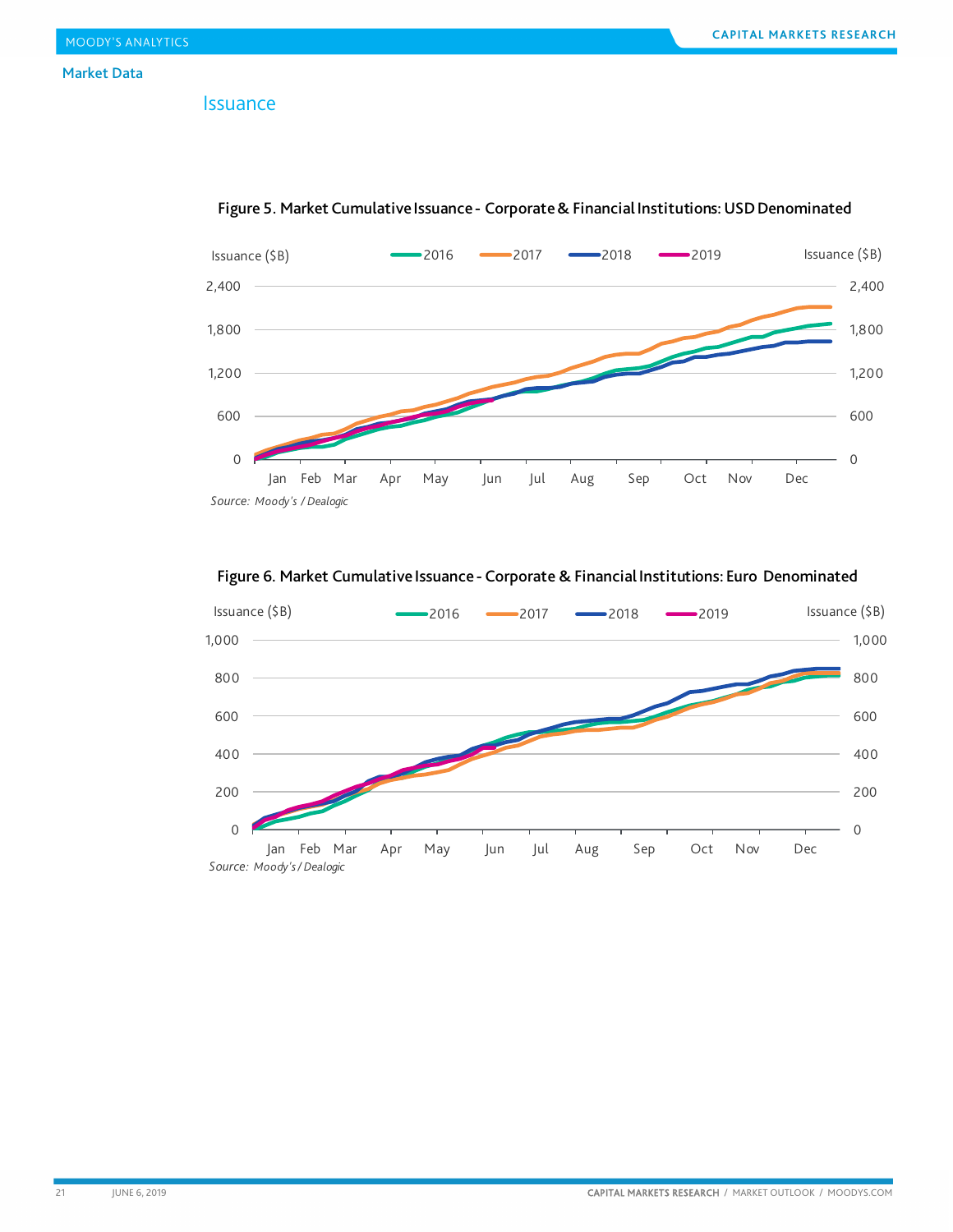## Market Data

### Issuance

**Figure 5. Market Cumulative Issuance - Corporate & Financial Institutions: USD Denominated**

Issuance ($B) — 2016, 2017, 2018, 2019

*Source: Moody's / Dealogic*

**Figure 6. Market Cumulative Issuance - Corporate & Financial Institutions: Euro Denominated**

Issuance ($B) — 2016, 2017, 2018, 2019

*Source: Moody's / Dealogic*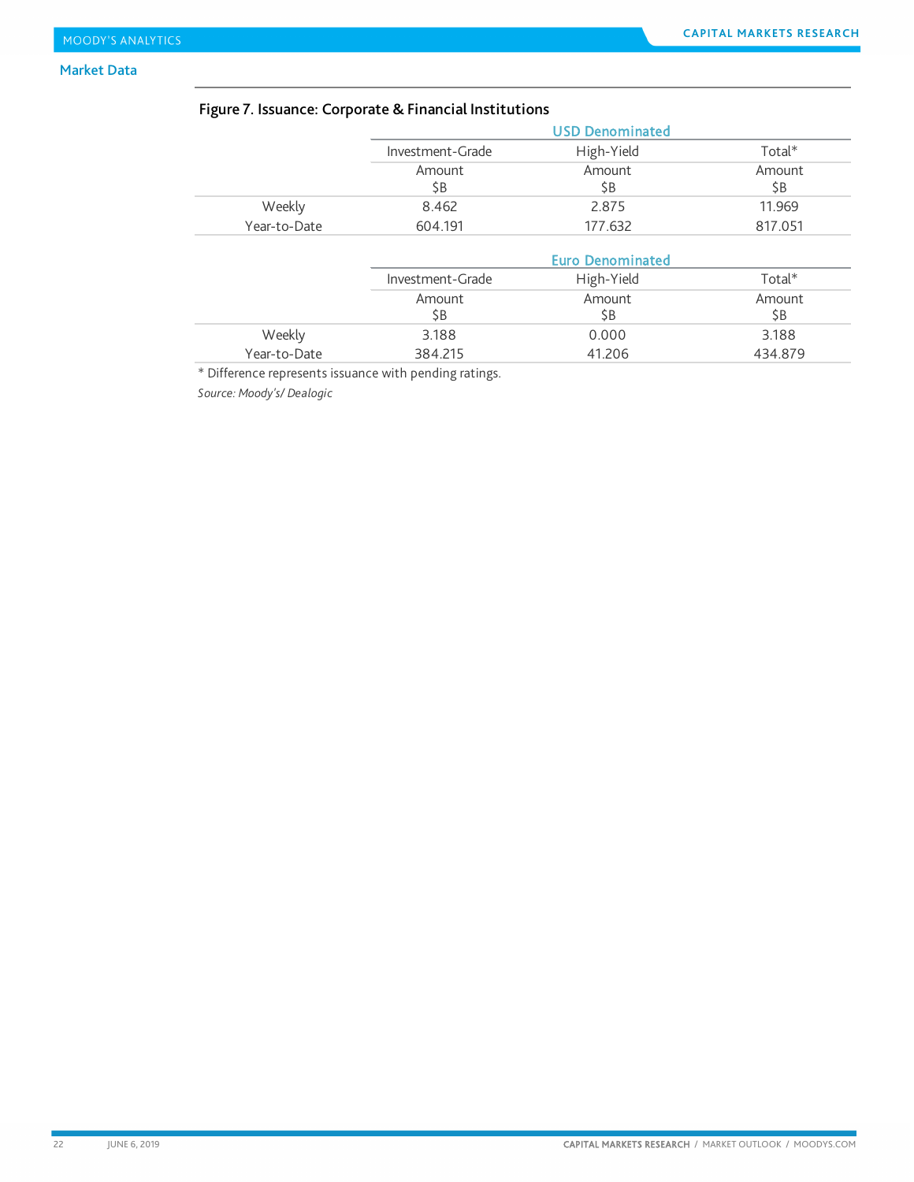## Market Data

**Figure 7. Issuance: Corporate & Financial Institutions**

| | USD Denominated | | |
|---|---|---|---|
| | Investment-Grade | High-Yield | Total* |
| | Amount $B | Amount $B | Amount $B |
| Weekly | 8.462 | 2.875 | 11.969 |
| Year-to-Date | 604.191 | 177.632 | 817.051 |

| | Euro Denominated | | |
|---|---|---|---|
| | Investment-Grade | High-Yield | Total* |
| | Amount $B | Amount $B | Amount $B |
| Weekly | 3.188 | 0.000 | 3.188 |
| Year-to-Date | 384.215 | 41.206 | 434.879 |

* Difference represents issuance with pending ratings.

*Source: Moody's/ Dealogic*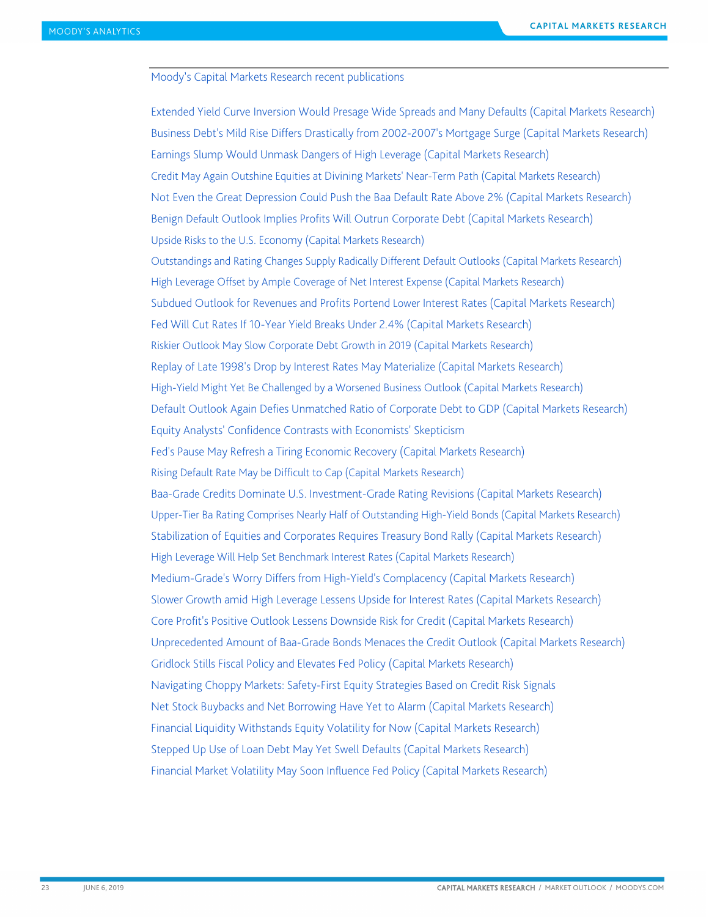## Moody's Capital Markets Research recent publications

Extended Yield Curve Inversion Would Presage Wide Spreads and Many Defaults (Capital Markets Research)

Business Debt's Mild Rise Differs Drastically from 2002-2007's Mortgage Surge (Capital Markets Research)

Earnings Slump Would Unmask Dangers of High Leverage (Capital Markets Research)

Credit May Again Outshine Equities at Divining Markets' Near-Term Path (Capital Markets Research)

Not Even the Great Depression Could Push the Baa Default Rate Above 2% (Capital Markets Research)

Benign Default Outlook Implies Profits Will Outrun Corporate Debt (Capital Markets Research)

Upside Risks to the U.S. Economy (Capital Markets Research)

Outstandings and Rating Changes Supply Radically Different Default Outlooks (Capital Markets Research)

High Leverage Offset by Ample Coverage of Net Interest Expense (Capital Markets Research)

Subdued Outlook for Revenues and Profits Portend Lower Interest Rates (Capital Markets Research)

Fed Will Cut Rates If 10-Year Yield Breaks Under 2.4% (Capital Markets Research)

Riskier Outlook May Slow Corporate Debt Growth in 2019 (Capital Markets Research)

Replay of Late 1998's Drop by Interest Rates May Materialize (Capital Markets Research)

High-Yield Might Yet Be Challenged by a Worsened Business Outlook (Capital Markets Research)

Default Outlook Again Defies Unmatched Ratio of Corporate Debt to GDP (Capital Markets Research)

Equity Analysts' Confidence Contrasts with Economists' Skepticism

Fed's Pause May Refresh a Tiring Economic Recovery (Capital Markets Research)

Rising Default Rate May be Difficult to Cap (Capital Markets Research)

Baa-Grade Credits Dominate U.S. Investment-Grade Rating Revisions (Capital Markets Research)

Upper-Tier Ba Rating Comprises Nearly Half of Outstanding High-Yield Bonds (Capital Markets Research)

Stabilization of Equities and Corporates Requires Treasury Bond Rally (Capital Markets Research)

High Leverage Will Help Set Benchmark Interest Rates (Capital Markets Research)

Medium-Grade's Worry Differs from High-Yield's Complacency (Capital Markets Research)

Slower Growth amid High Leverage Lessens Upside for Interest Rates (Capital Markets Research)

Core Profit's Positive Outlook Lessens Downside Risk for Credit (Capital Markets Research)

Unprecedented Amount of Baa-Grade Bonds Menaces the Credit Outlook (Capital Markets Research)

Gridlock Stills Fiscal Policy and Elevates Fed Policy (Capital Markets Research)

Navigating Choppy Markets: Safety-First Equity Strategies Based on Credit Risk Signals

Net Stock Buybacks and Net Borrowing Have Yet to Alarm (Capital Markets Research)

Financial Liquidity Withstands Equity Volatility for Now (Capital Markets Research)

Stepped Up Use of Loan Debt May Yet Swell Defaults (Capital Markets Research)

Financial Market Volatility May Soon Influence Fed Policy (Capital Markets Research)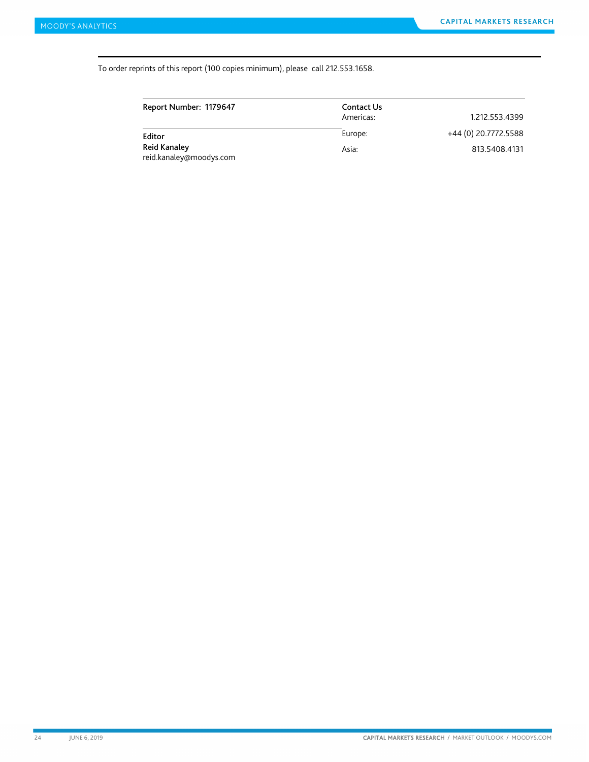To order reprints of this report (100 copies minimum), please call 212.553.1658.

**Report Number: 1179647**

**Editor**
**Reid Kanaley**
reid.kanaley@moodys.com

**Contact Us**

| | |
|---|---|
| Americas: | 1.212.553.4399 |
| Europe: | +44 (0) 20.7772.5588 |
| Asia: | 813.5408.4131 |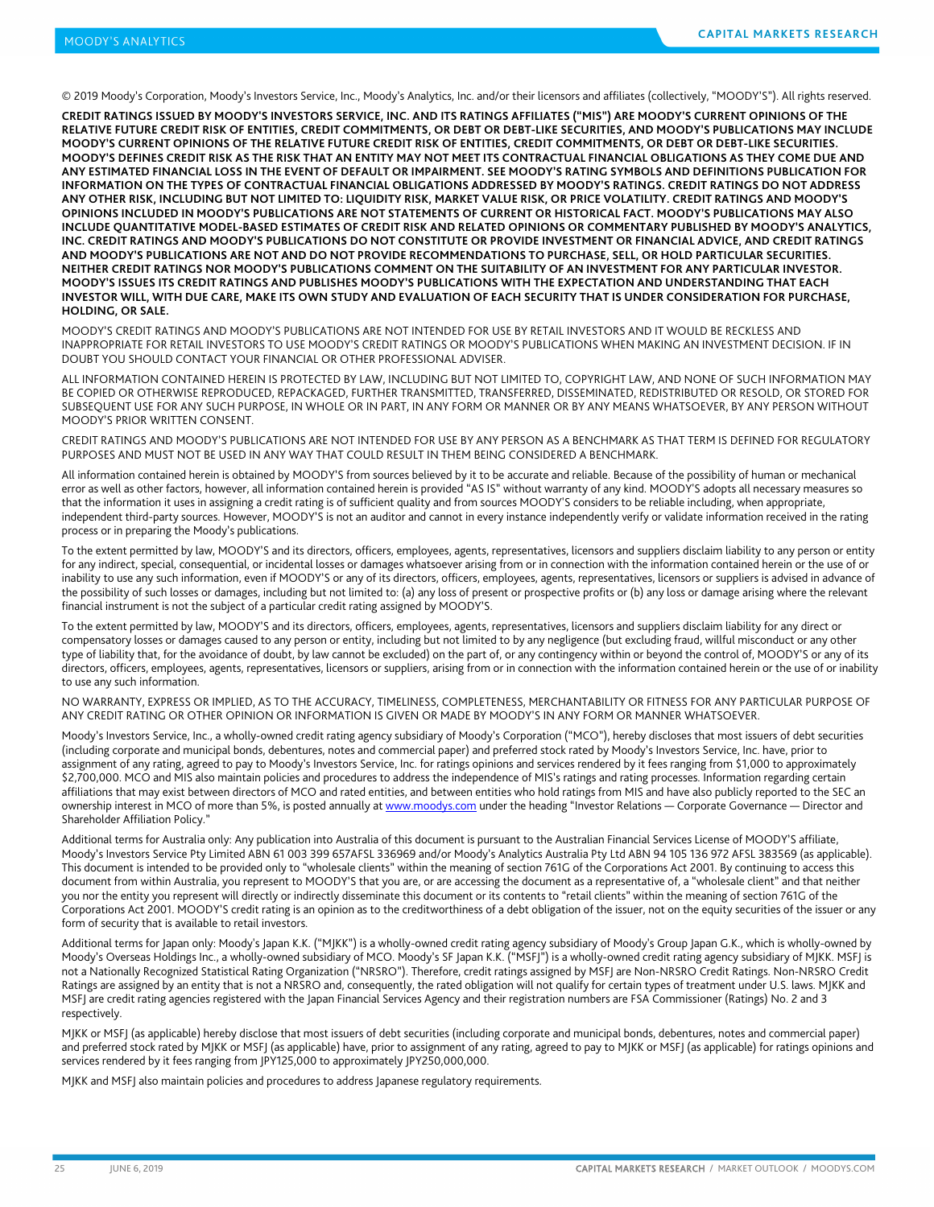© 2019 Moody's Corporation, Moody's Investors Service, Inc., Moody's Analytics, Inc. and/or their licensors and affiliates (collectively, "MOODY'S"). All rights reserved.

**CREDIT RATINGS ISSUED BY MOODY'S INVESTORS SERVICE, INC. AND ITS RATINGS AFFILIATES ("MIS") ARE MOODY'S CURRENT OPINIONS OF THE RELATIVE FUTURE CREDIT RISK OF ENTITIES, CREDIT COMMITMENTS, OR DEBT OR DEBT-LIKE SECURITIES, AND MOODY'S PUBLICATIONS MAY INCLUDE MOODY'S CURRENT OPINIONS OF THE RELATIVE FUTURE CREDIT RISK OF ENTITIES, CREDIT COMMITMENTS, OR DEBT OR DEBT-LIKE SECURITIES. MOODY'S DEFINES CREDIT RISK AS THE RISK THAT AN ENTITY MAY NOT MEET ITS CONTRACTUAL FINANCIAL OBLIGATIONS AS THEY COME DUE AND ANY ESTIMATED FINANCIAL LOSS IN THE EVENT OF DEFAULT OR IMPAIRMENT. SEE MOODY'S RATING SYMBOLS AND DEFINITIONS PUBLICATION FOR INFORMATION ON THE TYPES OF CONTRACTUAL FINANCIAL OBLIGATIONS ADDRESSED BY MOODY'S RATINGS. CREDIT RATINGS DO NOT ADDRESS ANY OTHER RISK, INCLUDING BUT NOT LIMITED TO: LIQUIDITY RISK, MARKET VALUE RISK, OR PRICE VOLATILITY. CREDIT RATINGS AND MOODY'S OPINIONS INCLUDED IN MOODY'S PUBLICATIONS ARE NOT STATEMENTS OF CURRENT OR HISTORICAL FACT. MOODY'S PUBLICATIONS MAY ALSO INCLUDE QUANTITATIVE MODEL-BASED ESTIMATES OF CREDIT RISK AND RELATED OPINIONS OR COMMENTARY PUBLISHED BY MOODY'S ANALYTICS, INC. CREDIT RATINGS AND MOODY'S PUBLICATIONS DO NOT CONSTITUTE OR PROVIDE INVESTMENT OR FINANCIAL ADVICE, AND CREDIT RATINGS AND MOODY'S PUBLICATIONS ARE NOT AND DO NOT PROVIDE RECOMMENDATIONS TO PURCHASE, SELL, OR HOLD PARTICULAR SECURITIES. NEITHER CREDIT RATINGS NOR MOODY'S PUBLICATIONS COMMENT ON THE SUITABILITY OF AN INVESTMENT FOR ANY PARTICULAR INVESTOR. MOODY'S ISSUES ITS CREDIT RATINGS AND PUBLISHES MOODY'S PUBLICATIONS WITH THE EXPECTATION AND UNDERSTANDING THAT EACH INVESTOR WILL, WITH DUE CARE, MAKE ITS OWN STUDY AND EVALUATION OF EACH SECURITY THAT IS UNDER CONSIDERATION FOR PURCHASE, HOLDING, OR SALE.**

MOODY'S CREDIT RATINGS AND MOODY'S PUBLICATIONS ARE NOT INTENDED FOR USE BY RETAIL INVESTORS AND IT WOULD BE RECKLESS AND INAPPROPRIATE FOR RETAIL INVESTORS TO USE MOODY'S CREDIT RATINGS OR MOODY'S PUBLICATIONS WHEN MAKING AN INVESTMENT DECISION. IF IN DOUBT YOU SHOULD CONTACT YOUR FINANCIAL OR OTHER PROFESSIONAL ADVISER.

ALL INFORMATION CONTAINED HEREIN IS PROTECTED BY LAW, INCLUDING BUT NOT LIMITED TO, COPYRIGHT LAW, AND NONE OF SUCH INFORMATION MAY BE COPIED OR OTHERWISE REPRODUCED, REPACKAGED, FURTHER TRANSMITTED, TRANSFERRED, DISSEMINATED, REDISTRIBUTED OR RESOLD, OR STORED FOR SUBSEQUENT USE FOR ANY SUCH PURPOSE, IN WHOLE OR IN PART, IN ANY FORM OR MANNER OR BY ANY MEANS WHATSOEVER, BY ANY PERSON WITHOUT MOODY'S PRIOR WRITTEN CONSENT.

CREDIT RATINGS AND MOODY'S PUBLICATIONS ARE NOT INTENDED FOR USE BY ANY PERSON AS A BENCHMARK AS THAT TERM IS DEFINED FOR REGULATORY PURPOSES AND MUST NOT BE USED IN ANY WAY THAT COULD RESULT IN THEM BEING CONSIDERED A BENCHMARK.

All information contained herein is obtained by MOODY'S from sources believed by it to be accurate and reliable. Because of the possibility of human or mechanical error as well as other factors, however, all information contained herein is provided "AS IS" without warranty of any kind. MOODY'S adopts all necessary measures so that the information it uses in assigning a credit rating is of sufficient quality and from sources MOODY'S considers to be reliable including, when appropriate, independent third-party sources. However, MOODY'S is not an auditor and cannot in every instance independently verify or validate information received in the rating process or in preparing the Moody's publications.

To the extent permitted by law, MOODY'S and its directors, officers, employees, agents, representatives, licensors and suppliers disclaim liability to any person or entity for any indirect, special, consequential, or incidental losses or damages whatsoever arising from or in connection with the information contained herein or the use of or inability to use any such information, even if MOODY'S or any of its directors, officers, employees, agents, representatives, licensors or suppliers is advised in advance of the possibility of such losses or damages, including but not limited to: (a) any loss of present or prospective profits or (b) any loss or damage arising where the relevant financial instrument is not the subject of a particular credit rating assigned by MOODY'S.

To the extent permitted by law, MOODY'S and its directors, officers, employees, agents, representatives, licensors and suppliers disclaim liability for any direct or compensatory losses or damages caused to any person or entity, including but not limited to by any negligence (but excluding fraud, willful misconduct or any other type of liability that, for the avoidance of doubt, by law cannot be excluded) on the part of, or any contingency within or beyond the control of, MOODY'S or any of its directors, officers, employees, agents, representatives, licensors or suppliers, arising from or in connection with the information contained herein or the use of or inability to use any such information.

NO WARRANTY, EXPRESS OR IMPLIED, AS TO THE ACCURACY, TIMELINESS, COMPLETENESS, MERCHANTABILITY OR FITNESS FOR ANY PARTICULAR PURPOSE OF ANY CREDIT RATING OR OTHER OPINION OR INFORMATION IS GIVEN OR MADE BY MOODY'S IN ANY FORM OR MANNER WHATSOEVER.

Moody's Investors Service, Inc., a wholly-owned credit rating agency subsidiary of Moody's Corporation ("MCO"), hereby discloses that most issuers of debt securities (including corporate and municipal bonds, debentures, notes and commercial paper) and preferred stock rated by Moody's Investors Service, Inc. have, prior to assignment of any rating, agreed to pay to Moody's Investors Service, Inc. for ratings opinions and services rendered by it fees ranging from $1,000 to approximately $2,700,000. MCO and MIS also maintain policies and procedures to address the independence of MIS's ratings and rating processes. Information regarding certain affiliations that may exist between directors of MCO and rated entities, and between entities who hold ratings from MIS and have also publicly reported to the SEC an ownership interest in MCO of more than 5%, is posted annually at www.moodys.com under the heading "Investor Relations — Corporate Governance — Director and Shareholder Affiliation Policy."

Additional terms for Australia only: Any publication into Australia of this document is pursuant to the Australian Financial Services License of MOODY'S affiliate, Moody's Investors Service Pty Limited ABN 61 003 399 657AFSL 336969 and/or Moody's Analytics Australia Pty Ltd ABN 94 105 136 972 AFSL 383569 (as applicable). This document is intended to be provided only to "wholesale clients" within the meaning of section 761G of the Corporations Act 2001. By continuing to access this document from within Australia, you represent to MOODY'S that you are, or are accessing the document as a representative of, a "wholesale client" and that neither you nor the entity you represent will directly or indirectly disseminate this document or its contents to "retail clients" within the meaning of section 761G of the Corporations Act 2001. MOODY'S credit rating is an opinion as to the creditworthiness of a debt obligation of the issuer, not on the equity securities of the issuer or any form of security that is available to retail investors.

Additional terms for Japan only: Moody's Japan K.K. ("MJKK") is a wholly-owned credit rating agency subsidiary of Moody's Group Japan G.K., which is wholly-owned by Moody's Overseas Holdings Inc., a wholly-owned subsidiary of MCO. Moody's SF Japan K.K. ("MSFJ") is a wholly-owned credit rating agency subsidiary of MJKK. MSFJ is not a Nationally Recognized Statistical Rating Organization ("NRSRO"). Therefore, credit ratings assigned by MSFJ are Non-NRSRO Credit Ratings. Non-NRSRO Credit Ratings are assigned by an entity that is not a NRSRO and, consequently, the rated obligation will not qualify for certain types of treatment under U.S. laws. MJKK and MSFJ are credit rating agencies registered with the Japan Financial Services Agency and their registration numbers are FSA Commissioner (Ratings) No. 2 and 3 respectively.

MJKK or MSFJ (as applicable) hereby disclose that most issuers of debt securities (including corporate and municipal bonds, debentures, notes and commercial paper) and preferred stock rated by MJKK or MSFJ (as applicable) have, prior to assignment of any rating, agreed to pay to MJKK or MSFJ (as applicable) for ratings opinions and services rendered by it fees ranging from JPY125,000 to approximately JPY250,000,000.

MJKK and MSFJ also maintain policies and procedures to address Japanese regulatory requirements.